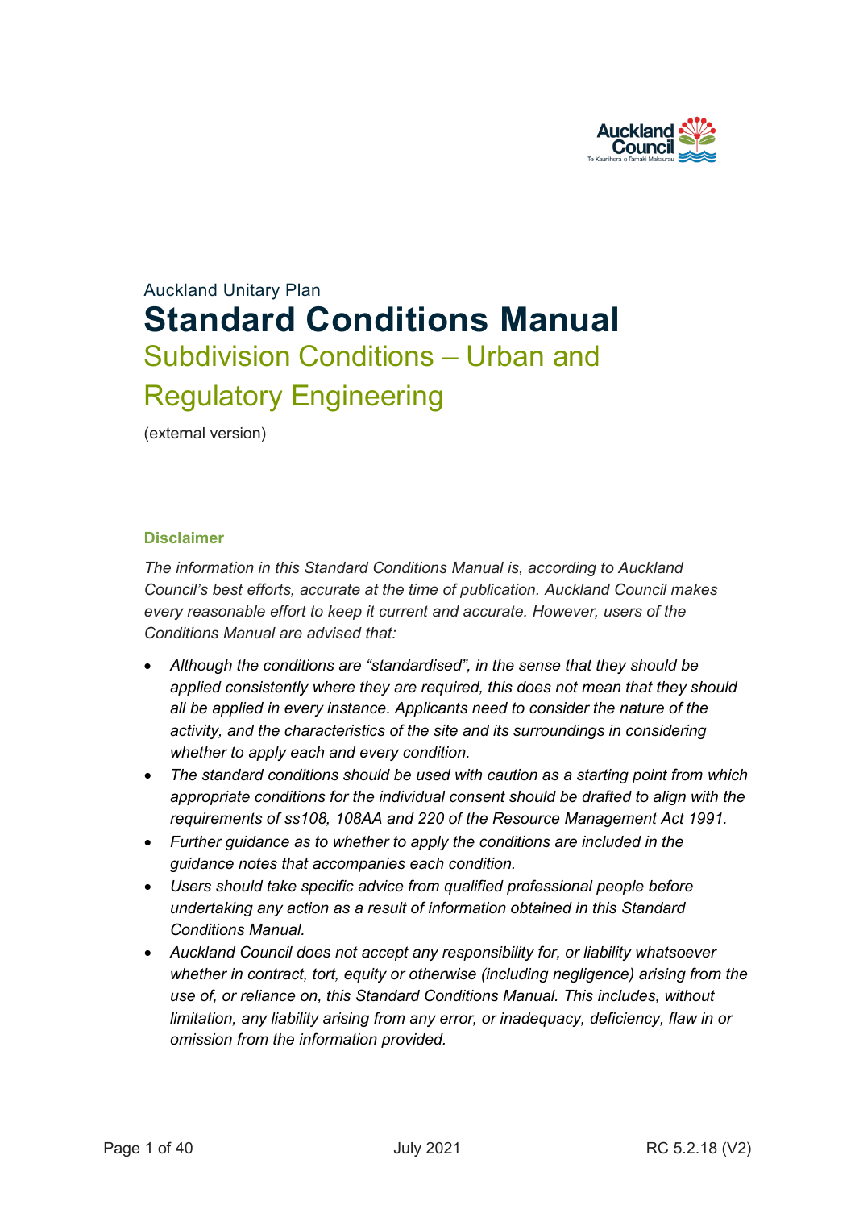Auckland Unitary Plan

# Standard Conditions Manual

## Subdivision Conditions – Urban and Regulatory Engineering

(external version)

### Disclaimer

*The information in this Standard Conditions Manual is, according to Auckland Council's best efforts, accurate at the time of publication. Auckland Council makes every reasonable effort to keep it current and accurate. However, users of the Conditions Manual are advised that:*

- *Although the conditions are "standardised", in the sense that they should be applied consistently where they are required, this does not mean that they should all be applied in every instance. Applicants need to consider the nature of the activity, and the characteristics of the site and its surroundings in considering whether to apply each and every condition.*
- *The standard conditions should be used with caution as a starting point from which appropriate conditions for the individual consent should be drafted to align with the requirements of ss108, 108AA and 220 of the Resource Management Act 1991.*
- *Further guidance as to whether to apply the conditions are included in the guidance notes that accompanies each condition.*
- *Users should take specific advice from qualified professional people before undertaking any action as a result of information obtained in this Standard Conditions Manual.*
- *Auckland Council does not accept any responsibility for, or liability whatsoever whether in contract, tort, equity or otherwise (including negligence) arising from the use of, or reliance on, this Standard Conditions Manual. This includes, without limitation, any liability arising from any error, or inadequacy, deficiency, flaw in or omission from the information provided.*

July 2021 RC 5.2.18 (V2)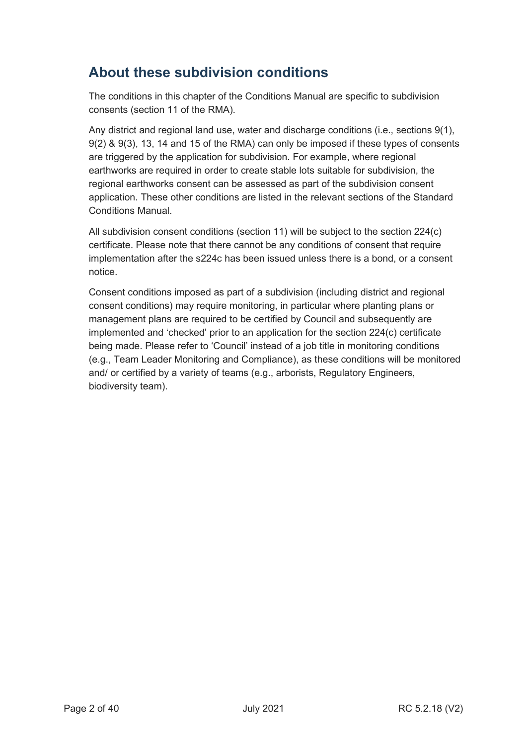## About these subdivision conditions

The conditions in this chapter of the Conditions Manual are specific to subdivision consents (section 11 of the RMA).

Any district and regional land use, water and discharge conditions (i.e., sections 9(1), 9(2) & 9(3), 13, 14 and 15 of the RMA) can only be imposed if these types of consents are triggered by the application for subdivision. For example, where regional earthworks are required in order to create stable lots suitable for subdivision, the regional earthworks consent can be assessed as part of the subdivision consent application. These other conditions are listed in the relevant sections of the Standard Conditions Manual.

All subdivision consent conditions (section 11) will be subject to the section 224(c) certificate. Please note that there cannot be any conditions of consent that require implementation after the s224c has been issued unless there is a bond, or a consent notice.

Consent conditions imposed as part of a subdivision (including district and regional consent conditions) may require monitoring, in particular where planting plans or management plans are required to be certified by Council and subsequently are implemented and 'checked' prior to an application for the section 224(c) certificate being made. Please refer to 'Council' instead of a job title in monitoring conditions (e.g., Team Leader Monitoring and Compliance), as these conditions will be monitored and/ or certified by a variety of teams (e.g., arborists, Regulatory Engineers, biodiversity team).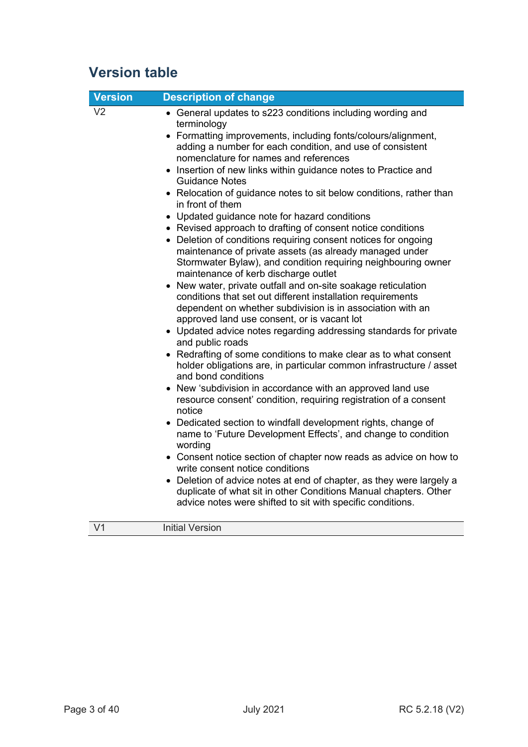## Version table

| Version | Description of change |
|---|---|
| V2 | • General updates to s223 conditions including wording and terminology<br>• Formatting improvements, including fonts/colours/alignment, adding a number for each condition, and use of consistent nomenclature for names and references<br>• Insertion of new links within guidance notes to Practice and Guidance Notes<br>• Relocation of guidance notes to sit below conditions, rather than in front of them<br>• Updated guidance note for hazard conditions<br>• Revised approach to drafting of consent notice conditions<br>• Deletion of conditions requiring consent notices for ongoing maintenance of private assets (as already managed under Stormwater Bylaw), and condition requiring neighbouring owner maintenance of kerb discharge outlet<br>• New water, private outfall and on-site soakage reticulation conditions that set out different installation requirements dependent on whether subdivision is in association with an approved land use consent, or is vacant lot<br>• Updated advice notes regarding addressing standards for private and public roads<br>• Redrafting of some conditions to make clear as to what consent holder obligations are, in particular common infrastructure / asset and bond conditions<br>• New 'subdivision in accordance with an approved land use resource consent' condition, requiring registration of a consent notice<br>• Dedicated section to windfall development rights, change of name to 'Future Development Effects', and change to condition wording<br>• Consent notice section of chapter now reads as advice on how to write consent notice conditions<br>• Deletion of advice notes at end of chapter, as they were largely a duplicate of what sit in other Conditions Manual chapters. Other advice notes were shifted to sit with specific conditions. |
| V1 | Initial Version |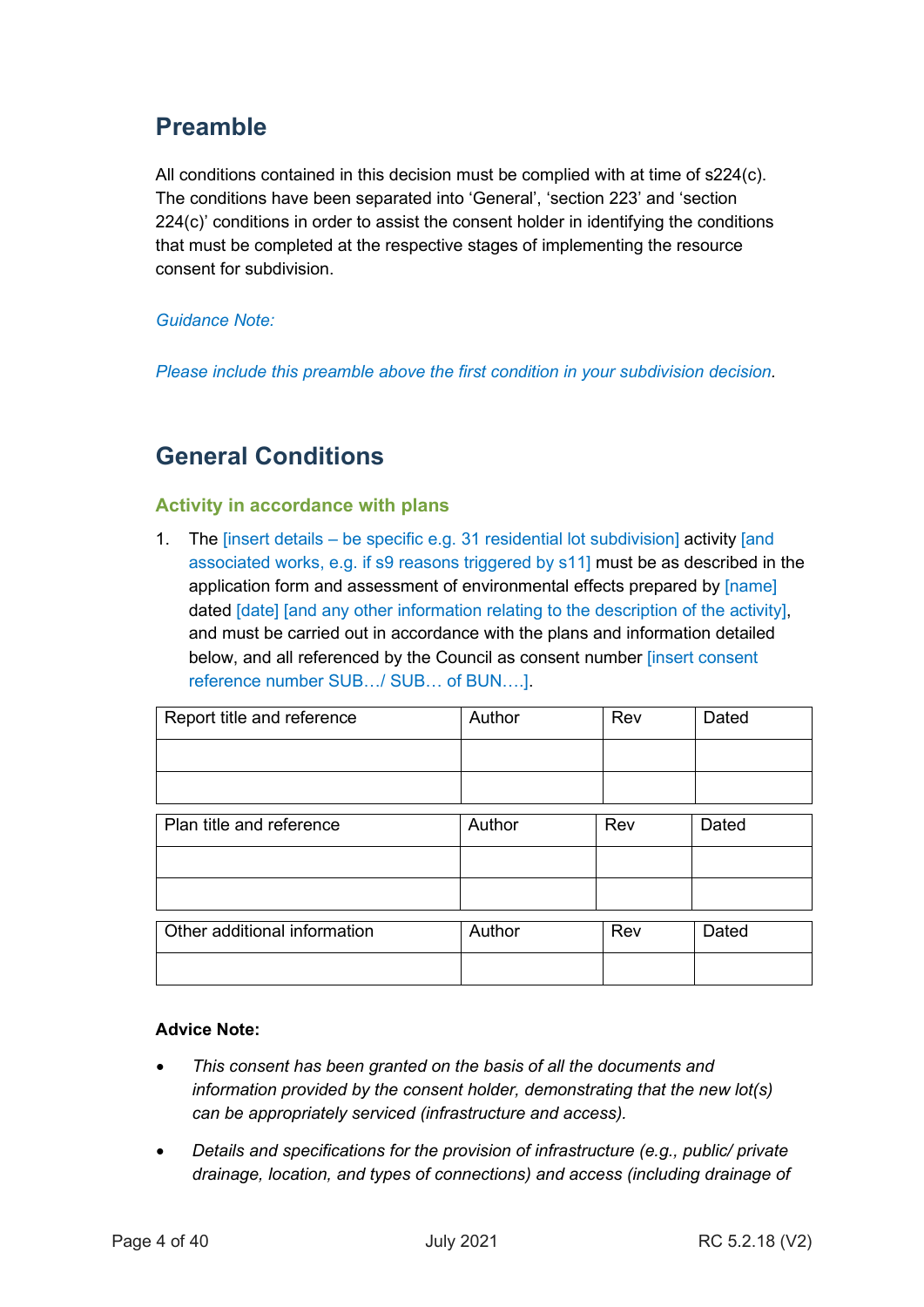## Preamble

All conditions contained in this decision must be complied with at time of s224(c). The conditions have been separated into 'General', 'section 223' and 'section 224(c)' conditions in order to assist the consent holder in identifying the conditions that must be completed at the respective stages of implementing the resource consent for subdivision.

*Guidance Note:*

*Please include this preamble above the first condition in your subdivision decision.*

## General Conditions

### Activity in accordance with plans

1. The [insert details – be specific e.g. 31 residential lot subdivision] activity [and associated works, e.g. if s9 reasons triggered by s11] must be as described in the application form and assessment of environmental effects prepared by [name] dated [date] [and any other information relating to the description of the activity], and must be carried out in accordance with the plans and information detailed below, and all referenced by the Council as consent number [insert consent reference number SUB…/ SUB… of BUN….].

| Report title and reference | Author | Rev | Dated |
|---|---|---|---|
| | | | |
| | | | |

| Plan title and reference | Author | Rev | Dated |
|---|---|---|---|
| | | | |
| | | | |

| Other additional information | Author | Rev | Dated |
|---|---|---|---|
| | | | |

**Advice Note:**

- *This consent has been granted on the basis of all the documents and information provided by the consent holder, demonstrating that the new lot(s) can be appropriately serviced (infrastructure and access).*
- *Details and specifications for the provision of infrastructure (e.g., public/ private drainage, location, and types of connections) and access (including drainage of*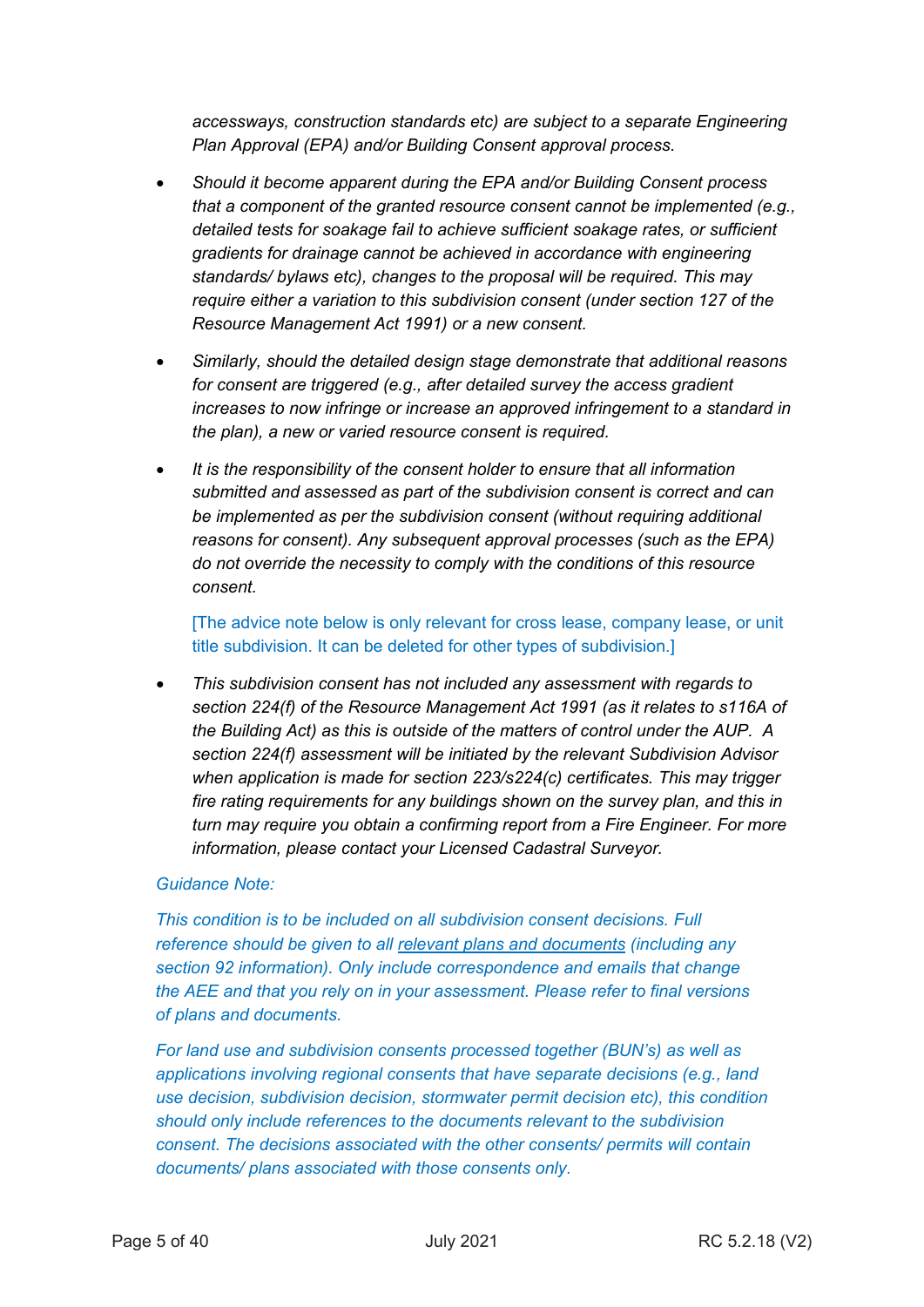*accessways, construction standards etc) are subject to a separate Engineering Plan Approval (EPA) and/or Building Consent approval process.*

- *Should it become apparent during the EPA and/or Building Consent process that a component of the granted resource consent cannot be implemented (e.g., detailed tests for soakage fail to achieve sufficient soakage rates, or sufficient gradients for drainage cannot be achieved in accordance with engineering standards/ bylaws etc), changes to the proposal will be required. This may require either a variation to this subdivision consent (under section 127 of the Resource Management Act 1991) or a new consent.*

- *Similarly, should the detailed design stage demonstrate that additional reasons for consent are triggered (e.g., after detailed survey the access gradient increases to now infringe or increase an approved infringement to a standard in the plan), a new or varied resource consent is required.*

- *It is the responsibility of the consent holder to ensure that all information submitted and assessed as part of the subdivision consent is correct and can be implemented as per the subdivision consent (without requiring additional reasons for consent). Any subsequent approval processes (such as the EPA) do not override the necessity to comply with the conditions of this resource consent.*

  [The advice note below is only relevant for cross lease, company lease, or unit title subdivision. It can be deleted for other types of subdivision.]

- *This subdivision consent has not included any assessment with regards to section 224(f) of the Resource Management Act 1991 (as it relates to s116A of the Building Act) as this is outside of the matters of control under the AUP. A section 224(f) assessment will be initiated by the relevant Subdivision Advisor when application is made for section 223/s224(c) certificates. This may trigger fire rating requirements for any buildings shown on the survey plan, and this in turn may require you obtain a confirming report from a Fire Engineer. For more information, please contact your Licensed Cadastral Surveyor.*

*Guidance Note:*

*This condition is to be included on all subdivision consent decisions. Full reference should be given to all relevant plans and documents (including any section 92 information). Only include correspondence and emails that change the AEE and that you rely on in your assessment. Please refer to final versions of plans and documents.*

*For land use and subdivision consents processed together (BUN's) as well as applications involving regional consents that have separate decisions (e.g., land use decision, subdivision decision, stormwater permit decision etc), this condition should only include references to the documents relevant to the subdivision consent. The decisions associated with the other consents/ permits will contain documents/ plans associated with those consents only.*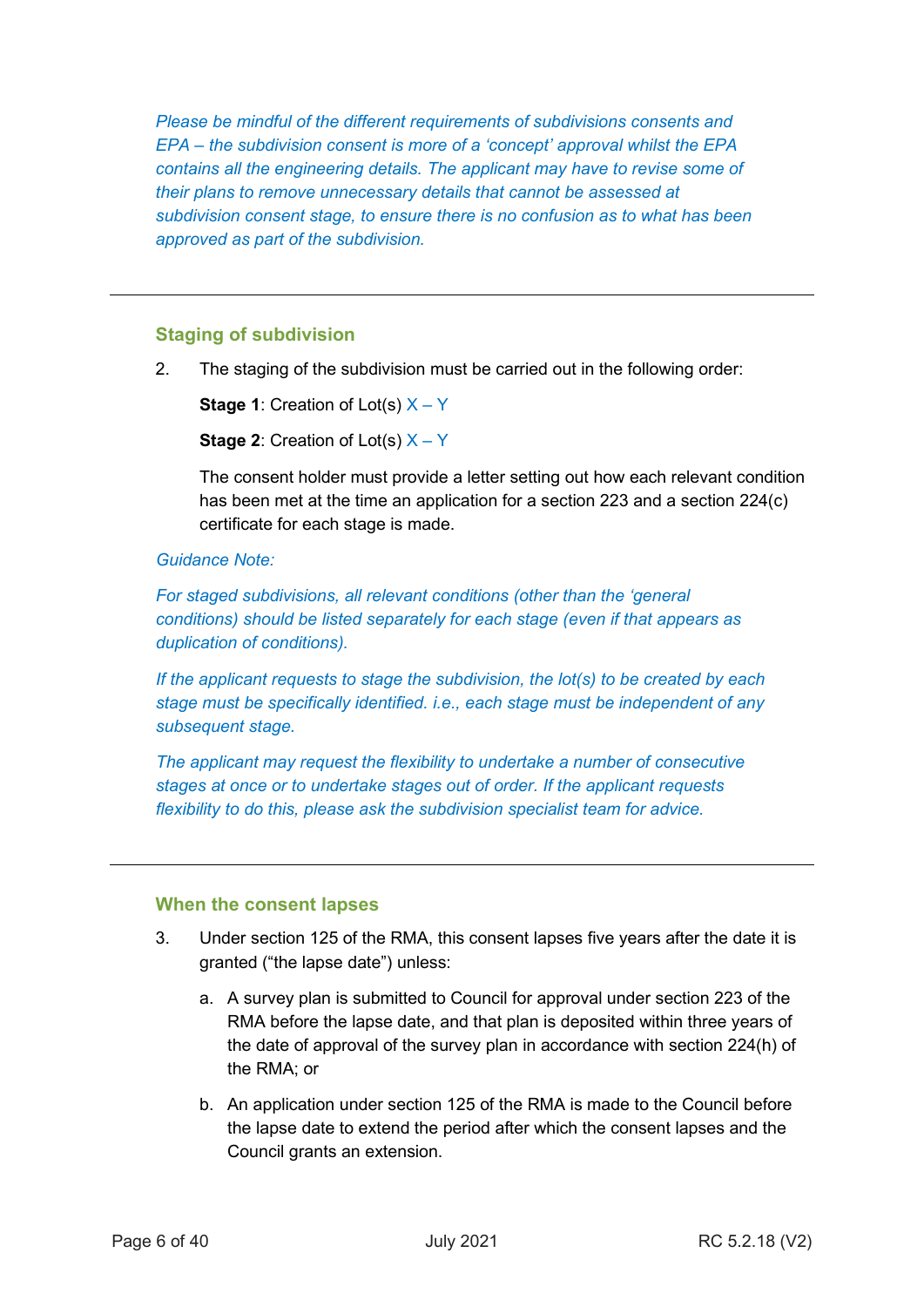*Please be mindful of the different requirements of subdivisions consents and EPA – the subdivision consent is more of a 'concept' approval whilst the EPA contains all the engineering details. The applicant may have to revise some of their plans to remove unnecessary details that cannot be assessed at subdivision consent stage, to ensure there is no confusion as to what has been approved as part of the subdivision.*

---

### Staging of subdivision

2. The staging of the subdivision must be carried out in the following order:

   **Stage 1**: Creation of Lot(s) X – Y

   **Stage 2**: Creation of Lot(s) X – Y

   The consent holder must provide a letter setting out how each relevant condition has been met at the time an application for a section 223 and a section 224(c) certificate for each stage is made.

*Guidance Note:*

*For staged subdivisions, all relevant conditions (other than the 'general conditions) should be listed separately for each stage (even if that appears as duplication of conditions).*

*If the applicant requests to stage the subdivision, the lot(s) to be created by each stage must be specifically identified. i.e., each stage must be independent of any subsequent stage.*

*The applicant may request the flexibility to undertake a number of consecutive stages at once or to undertake stages out of order. If the applicant requests flexibility to do this, please ask the subdivision specialist team for advice.*

---

### When the consent lapses

3. Under section 125 of the RMA, this consent lapses five years after the date it is granted ("the lapse date") unless:

   a. A survey plan is submitted to Council for approval under section 223 of the RMA before the lapse date, and that plan is deposited within three years of the date of approval of the survey plan in accordance with section 224(h) of the RMA; or

   b. An application under section 125 of the RMA is made to the Council before the lapse date to extend the period after which the consent lapses and the Council grants an extension.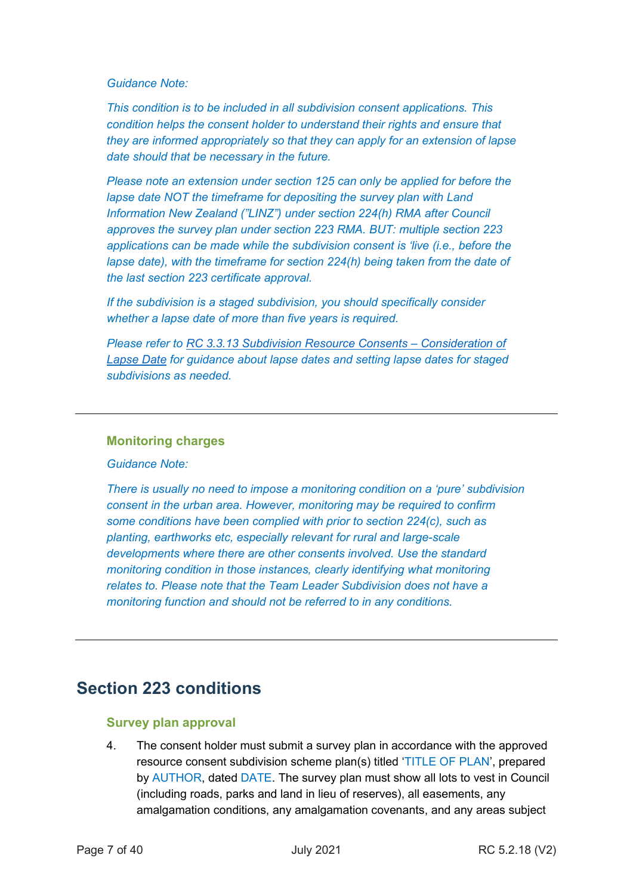*Guidance Note:*

*This condition is to be included in all subdivision consent applications. This condition helps the consent holder to understand their rights and ensure that they are informed appropriately so that they can apply for an extension of lapse date should that be necessary in the future.*

*Please note an extension under section 125 can only be applied for before the lapse date NOT the timeframe for depositing the survey plan with Land Information New Zealand (”LINZ”) under section 224(h) RMA after Council approves the survey plan under section 223 RMA. BUT: multiple section 223 applications can be made while the subdivision consent is 'live (i.e., before the lapse date), with the timeframe for section 224(h) being taken from the date of the last section 223 certificate approval.*

*If the subdivision is a staged subdivision, you should specifically consider whether a lapse date of more than five years is required.*

*Please refer to RC 3.3.13 Subdivision Resource Consents – Consideration of Lapse Date for guidance about lapse dates and setting lapse dates for staged subdivisions as needed.*

---

### Monitoring charges

*Guidance Note:*

*There is usually no need to impose a monitoring condition on a 'pure' subdivision consent in the urban area. However, monitoring may be required to confirm some conditions have been complied with prior to section 224(c), such as planting, earthworks etc, especially relevant for rural and large-scale developments where there are other consents involved. Use the standard monitoring condition in those instances, clearly identifying what monitoring relates to. Please note that the Team Leader Subdivision does not have a monitoring function and should not be referred to in any conditions.*

---

## Section 223 conditions

### Survey plan approval

4. The consent holder must submit a survey plan in accordance with the approved resource consent subdivision scheme plan(s) titled 'TITLE OF PLAN', prepared by AUTHOR, dated DATE. The survey plan must show all lots to vest in Council (including roads, parks and land in lieu of reserves), all easements, any amalgamation conditions, any amalgamation covenants, and any areas subject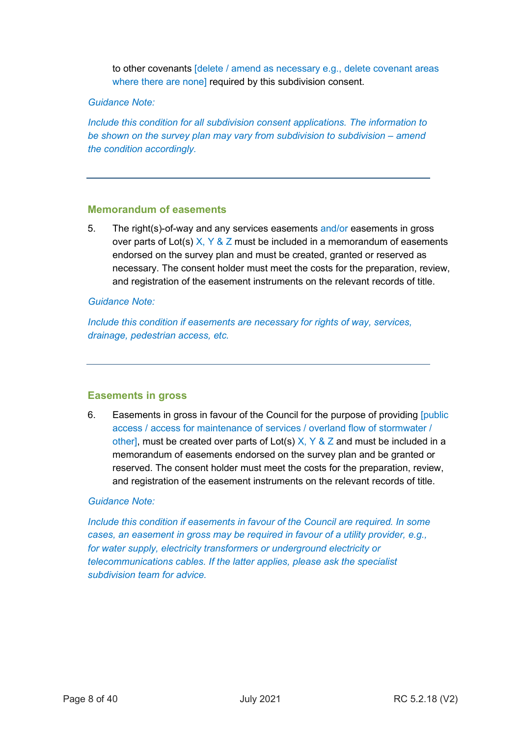to other covenants [delete / amend as necessary e.g., delete covenant areas where there are none] required by this subdivision consent.

*Guidance Note:*

*Include this condition for all subdivision consent applications. The information to be shown on the survey plan may vary from subdivision to subdivision – amend the condition accordingly.*

---

## Memorandum of easements

5. The right(s)-of-way and any services easements and/or easements in gross over parts of Lot(s) X, Y & Z must be included in a memorandum of easements endorsed on the survey plan and must be created, granted or reserved as necessary. The consent holder must meet the costs for the preparation, review, and registration of the easement instruments on the relevant records of title.

*Guidance Note:*

*Include this condition if easements are necessary for rights of way, services, drainage, pedestrian access, etc.*

---

## Easements in gross

6. Easements in gross in favour of the Council for the purpose of providing [public access / access for maintenance of services / overland flow of stormwater / other], must be created over parts of Lot(s) X, Y & Z and must be included in a memorandum of easements endorsed on the survey plan and be granted or reserved. The consent holder must meet the costs for the preparation, review, and registration of the easement instruments on the relevant records of title.

*Guidance Note:*

*Include this condition if easements in favour of the Council are required. In some cases, an easement in gross may be required in favour of a utility provider, e.g., for water supply, electricity transformers or underground electricity or telecommunications cables. If the latter applies, please ask the specialist subdivision team for advice.*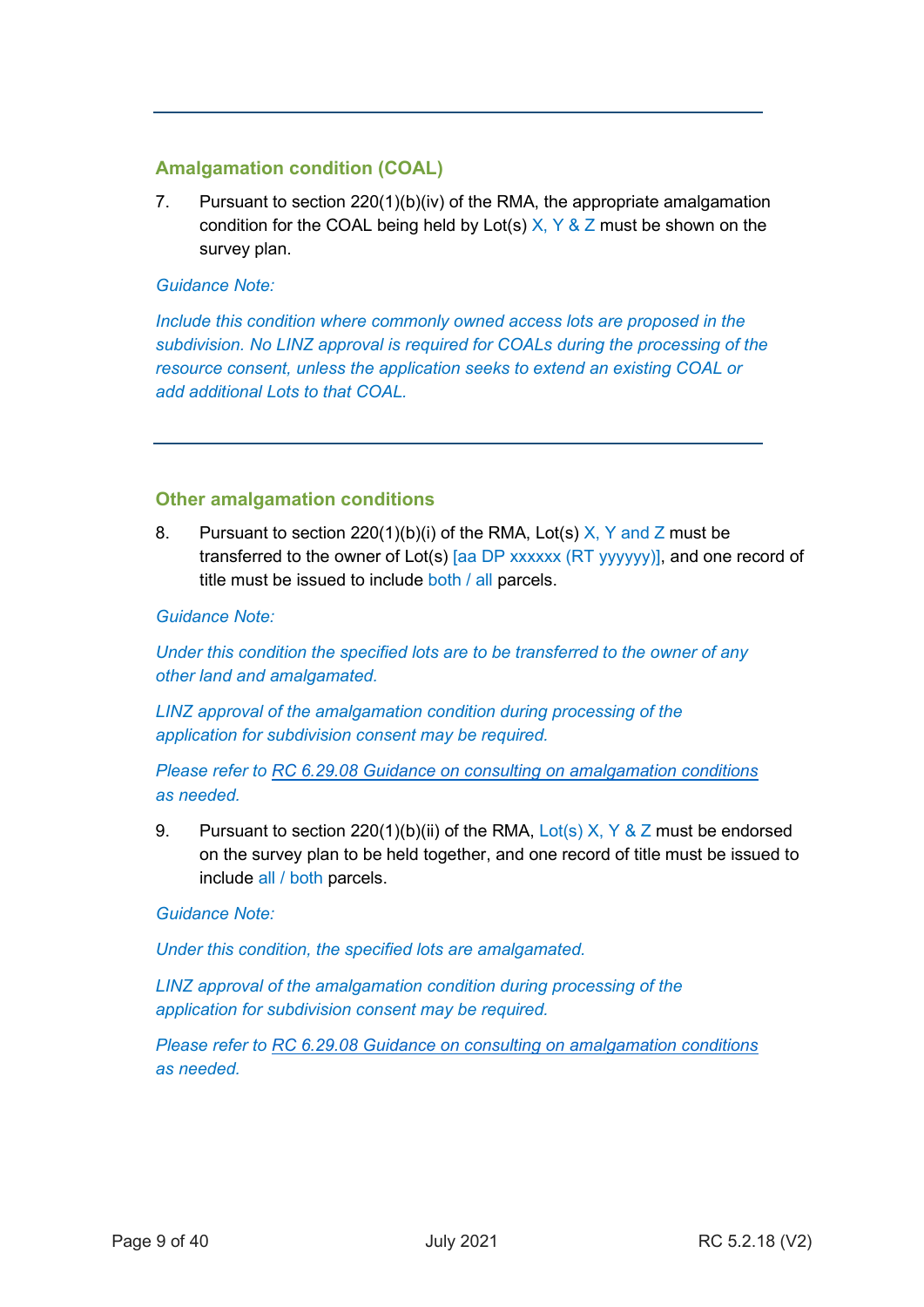## Amalgamation condition (COAL)

7. Pursuant to section 220(1)(b)(iv) of the RMA, the appropriate amalgamation condition for the COAL being held by Lot(s) X, Y & Z must be shown on the survey plan.

*Guidance Note:*

*Include this condition where commonly owned access lots are proposed in the subdivision. No LINZ approval is required for COALs during the processing of the resource consent, unless the application seeks to extend an existing COAL or add additional Lots to that COAL.*

---

## Other amalgamation conditions

8. Pursuant to section 220(1)(b)(i) of the RMA, Lot(s) X, Y and Z must be transferred to the owner of Lot(s) [aa DP xxxxxx (RT yyyyyy)], and one record of title must be issued to include both / all parcels.

*Guidance Note:*

*Under this condition the specified lots are to be transferred to the owner of any other land and amalgamated.*

*LINZ approval of the amalgamation condition during processing of the application for subdivision consent may be required.*

*Please refer to RC 6.29.08 Guidance on consulting on amalgamation conditions as needed.*

9. Pursuant to section 220(1)(b)(ii) of the RMA, Lot(s) X, Y & Z must be endorsed on the survey plan to be held together, and one record of title must be issued to include all / both parcels.

*Guidance Note:*

*Under this condition, the specified lots are amalgamated.*

*LINZ approval of the amalgamation condition during processing of the application for subdivision consent may be required.*

*Please refer to RC 6.29.08 Guidance on consulting on amalgamation conditions as needed.*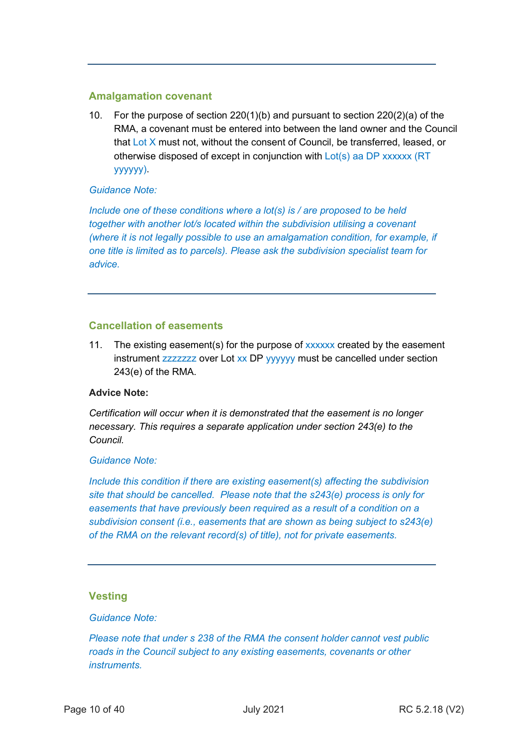## Amalgamation covenant

10. For the purpose of section 220(1)(b) and pursuant to section 220(2)(a) of the RMA, a covenant must be entered into between the land owner and the Council that Lot X must not, without the consent of Council, be transferred, leased, or otherwise disposed of except in conjunction with Lot(s) aa DP xxxxxx (RT yyyyyy).

*Guidance Note:*

*Include one of these conditions where a lot(s) is / are proposed to be held together with another lot/s located within the subdivision utilising a covenant (where it is not legally possible to use an amalgamation condition, for example, if one title is limited as to parcels). Please ask the subdivision specialist team for advice.*

---

## Cancellation of easements

11. The existing easement(s) for the purpose of xxxxxx created by the easement instrument zzzzzzz over Lot xx DP yyyyyy must be cancelled under section 243(e) of the RMA.

**Advice Note:**

*Certification will occur when it is demonstrated that the easement is no longer necessary. This requires a separate application under section 243(e) to the Council.*

*Guidance Note:*

*Include this condition if there are existing easement(s) affecting the subdivision site that should be cancelled. Please note that the s243(e) process is only for easements that have previously been required as a result of a condition on a subdivision consent (i.e., easements that are shown as being subject to s243(e) of the RMA on the relevant record(s) of title), not for private easements.*

---

## Vesting

*Guidance Note:*

*Please note that under s 238 of the RMA the consent holder cannot vest public roads in the Council subject to any existing easements, covenants or other instruments.*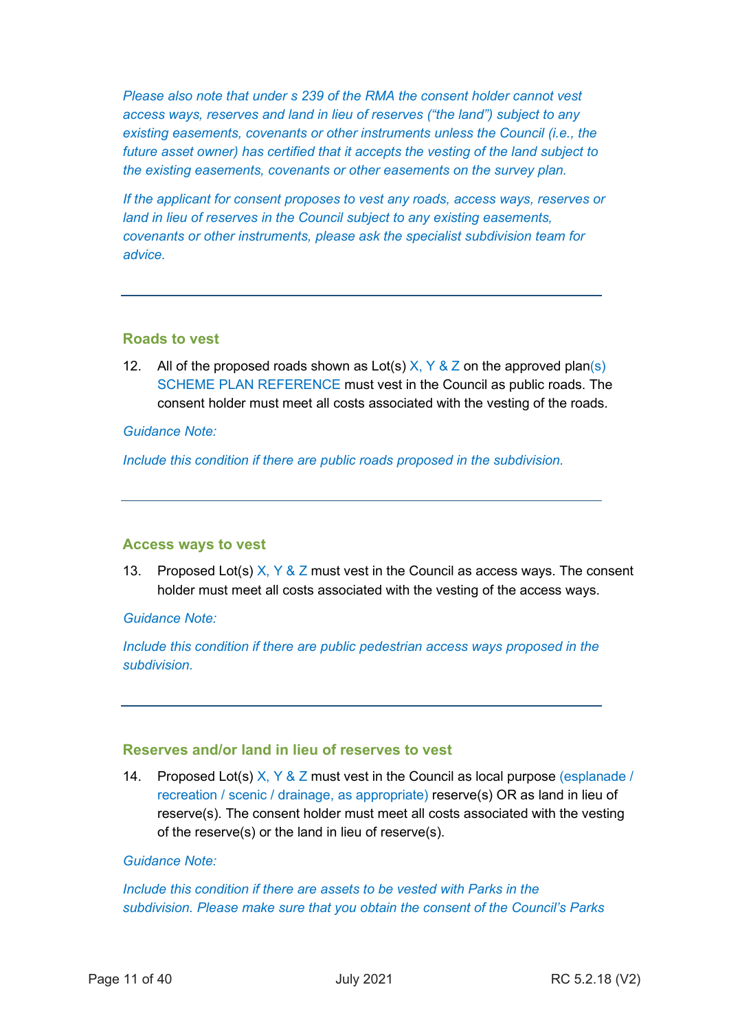*Please also note that under s 239 of the RMA the consent holder cannot vest access ways, reserves and land in lieu of reserves ("the land") subject to any existing easements, covenants or other instruments unless the Council (i.e., the future asset owner) has certified that it accepts the vesting of the land subject to the existing easements, covenants or other easements on the survey plan.*

*If the applicant for consent proposes to vest any roads, access ways, reserves or land in lieu of reserves in the Council subject to any existing easements, covenants or other instruments, please ask the specialist subdivision team for advice.*

---

### Roads to vest

12. All of the proposed roads shown as Lot(s) X, Y & Z on the approved plan(s) SCHEME PLAN REFERENCE must vest in the Council as public roads. The consent holder must meet all costs associated with the vesting of the roads.

*Guidance Note:*

*Include this condition if there are public roads proposed in the subdivision.*

---

### Access ways to vest

13. Proposed Lot(s) X, Y & Z must vest in the Council as access ways. The consent holder must meet all costs associated with the vesting of the access ways.

*Guidance Note:*

*Include this condition if there are public pedestrian access ways proposed in the subdivision.*

---

### Reserves and/or land in lieu of reserves to vest

14. Proposed Lot(s) X, Y & Z must vest in the Council as local purpose (esplanade / recreation / scenic / drainage, as appropriate) reserve(s) OR as land in lieu of reserve(s). The consent holder must meet all costs associated with the vesting of the reserve(s) or the land in lieu of reserve(s).

*Guidance Note:*

*Include this condition if there are assets to be vested with Parks in the subdivision. Please make sure that you obtain the consent of the Council's Parks*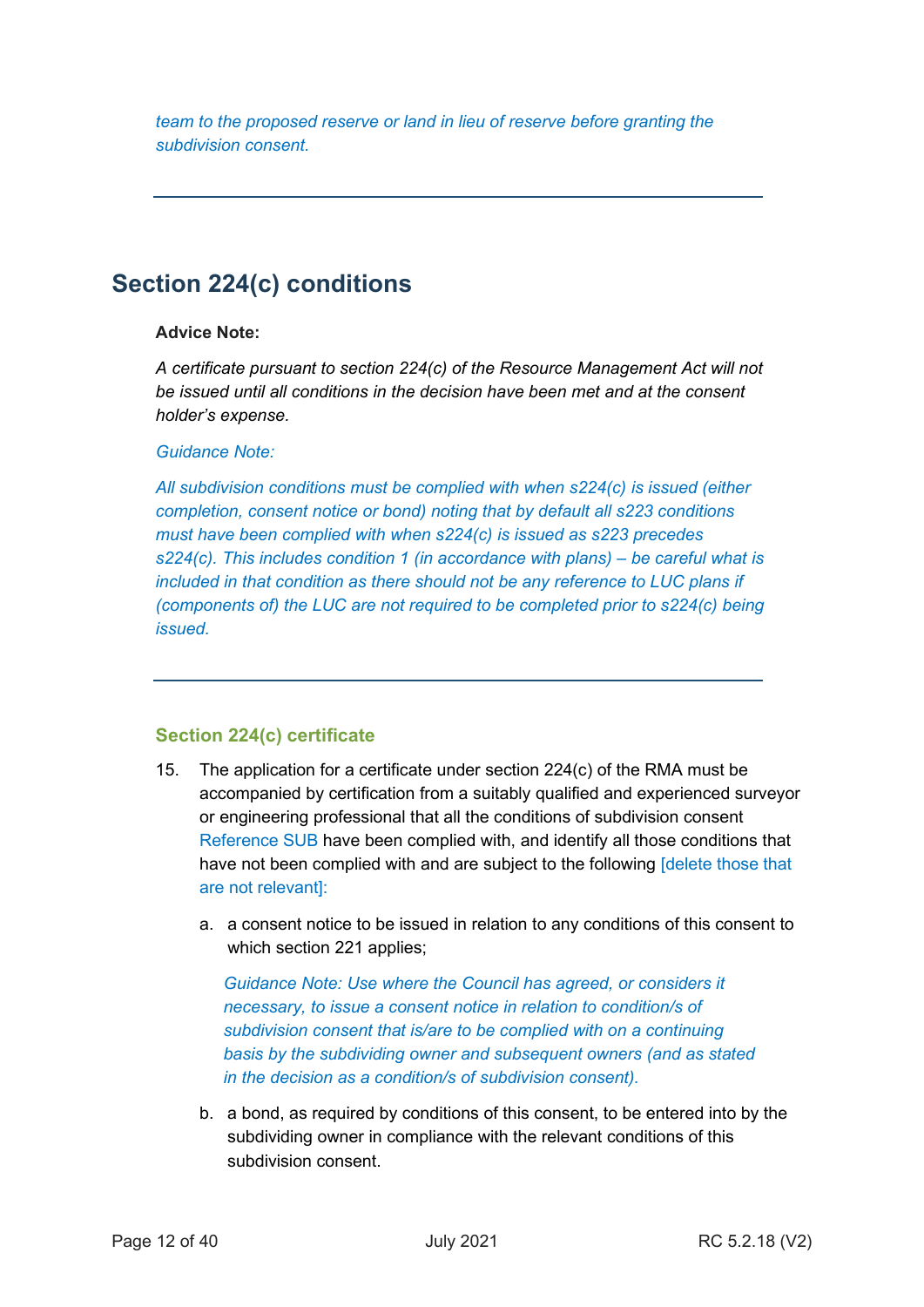*team to the proposed reserve or land in lieu of reserve before granting the subdivision consent.*

---

## Section 224(c) conditions

**Advice Note:**

*A certificate pursuant to section 224(c) of the Resource Management Act will not be issued until all conditions in the decision have been met and at the consent holder's expense.*

*Guidance Note:*

*All subdivision conditions must be complied with when s224(c) is issued (either completion, consent notice or bond) noting that by default all s223 conditions must have been complied with when s224(c) is issued as s223 precedes s224(c). This includes condition 1 (in accordance with plans) – be careful what is included in that condition as there should not be any reference to LUC plans if (components of) the LUC are not required to be completed prior to s224(c) being issued.*

---

### Section 224(c) certificate

15. The application for a certificate under section 224(c) of the RMA must be accompanied by certification from a suitably qualified and experienced surveyor or engineering professional that all the conditions of subdivision consent Reference SUB have been complied with, and identify all those conditions that have not been complied with and are subject to the following [delete those that are not relevant]:

    a. a consent notice to be issued in relation to any conditions of this consent to which section 221 applies;

    *Guidance Note: Use where the Council has agreed, or considers it necessary, to issue a consent notice in relation to condition/s of subdivision consent that is/are to be complied with on a continuing basis by the subdividing owner and subsequent owners (and as stated in the decision as a condition/s of subdivision consent).*

    b. a bond, as required by conditions of this consent, to be entered into by the subdividing owner in compliance with the relevant conditions of this subdivision consent.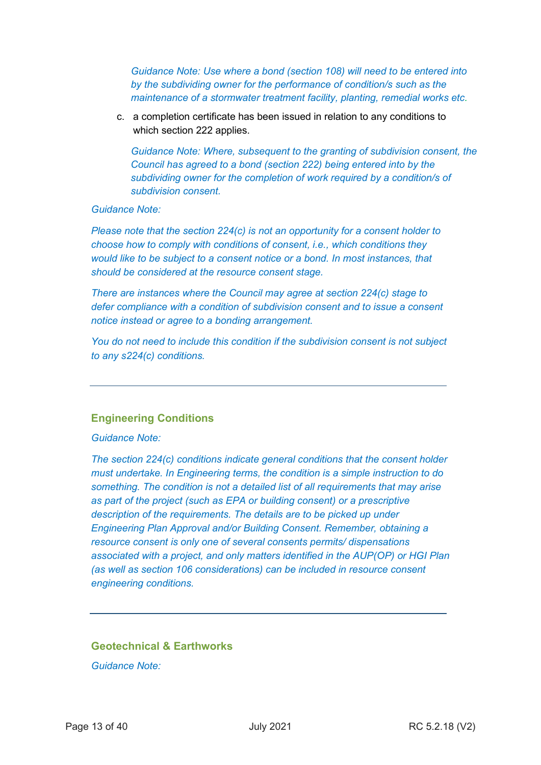*Guidance Note: Use where a bond (section 108) will need to be entered into by the subdividing owner for the performance of condition/s such as the maintenance of a stormwater treatment facility, planting, remedial works etc.*

c. a completion certificate has been issued in relation to any conditions to which section 222 applies.

*Guidance Note: Where, subsequent to the granting of subdivision consent, the Council has agreed to a bond (section 222) being entered into by the subdividing owner for the completion of work required by a condition/s of subdivision consent.*

*Guidance Note:*

*Please note that the section 224(c) is not an opportunity for a consent holder to choose how to comply with conditions of consent, i.e., which conditions they would like to be subject to a consent notice or a bond. In most instances, that should be considered at the resource consent stage.*

*There are instances where the Council may agree at section 224(c) stage to defer compliance with a condition of subdivision consent and to issue a consent notice instead or agree to a bonding arrangement.*

*You do not need to include this condition if the subdivision consent is not subject to any s224(c) conditions.*

---

## Engineering Conditions

*Guidance Note:*

*The section 224(c) conditions indicate general conditions that the consent holder must undertake. In Engineering terms, the condition is a simple instruction to do something. The condition is not a detailed list of all requirements that may arise as part of the project (such as EPA or building consent) or a prescriptive description of the requirements. The details are to be picked up under Engineering Plan Approval and/or Building Consent. Remember, obtaining a resource consent is only one of several consents permits/ dispensations associated with a project, and only matters identified in the AUP(OP) or HGI Plan (as well as section 106 considerations) can be included in resource consent engineering conditions.*

---

## Geotechnical & Earthworks

*Guidance Note:*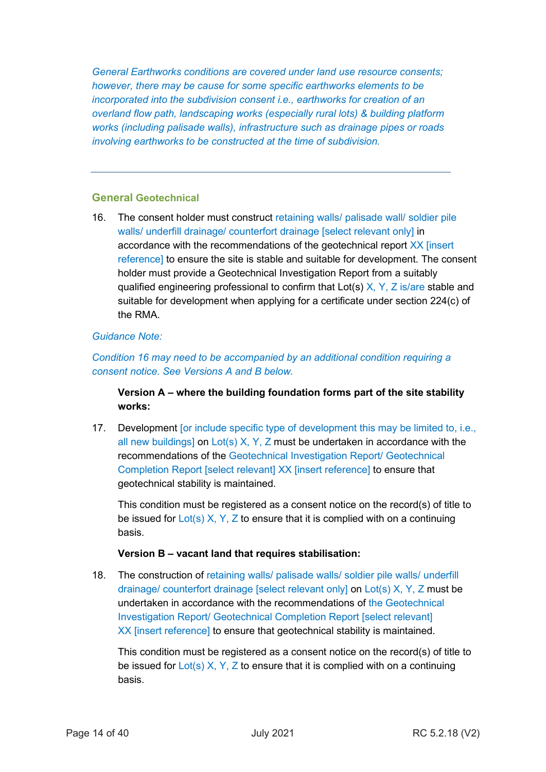*General Earthworks conditions are covered under land use resource consents; however, there may be cause for some specific earthworks elements to be incorporated into the subdivision consent i.e., earthworks for creation of an overland flow path, landscaping works (especially rural lots) & building platform works (including palisade walls), infrastructure such as drainage pipes or roads involving earthworks to be constructed at the time of subdivision.*

---

## General Geotechnical

16. The consent holder must construct retaining walls/ palisade wall/ soldier pile walls/ underfill drainage/ counterfort drainage [select relevant only] in accordance with the recommendations of the geotechnical report XX [insert reference] to ensure the site is stable and suitable for development. The consent holder must provide a Geotechnical Investigation Report from a suitably qualified engineering professional to confirm that Lot(s) X, Y, Z is/are stable and suitable for development when applying for a certificate under section 224(c) of the RMA.

*Guidance Note:*

*Condition 16 may need to be accompanied by an additional condition requiring a consent notice. See Versions A and B below.*

**Version A – where the building foundation forms part of the site stability works:**

17. Development [or include specific type of development this may be limited to, i.e., all new buildings] on Lot(s) X, Y, Z must be undertaken in accordance with the recommendations of the Geotechnical Investigation Report/ Geotechnical Completion Report [select relevant] XX [insert reference] to ensure that geotechnical stability is maintained.

    This condition must be registered as a consent notice on the record(s) of title to be issued for Lot(s) X, Y, Z to ensure that it is complied with on a continuing basis.

**Version B – vacant land that requires stabilisation:**

18. The construction of retaining walls/ palisade walls/ soldier pile walls/ underfill drainage/ counterfort drainage [select relevant only] on Lot(s) X, Y, Z must be undertaken in accordance with the recommendations of the Geotechnical Investigation Report/ Geotechnical Completion Report [select relevant] XX [insert reference] to ensure that geotechnical stability is maintained.

    This condition must be registered as a consent notice on the record(s) of title to be issued for Lot(s) X, Y, Z to ensure that it is complied with on a continuing basis.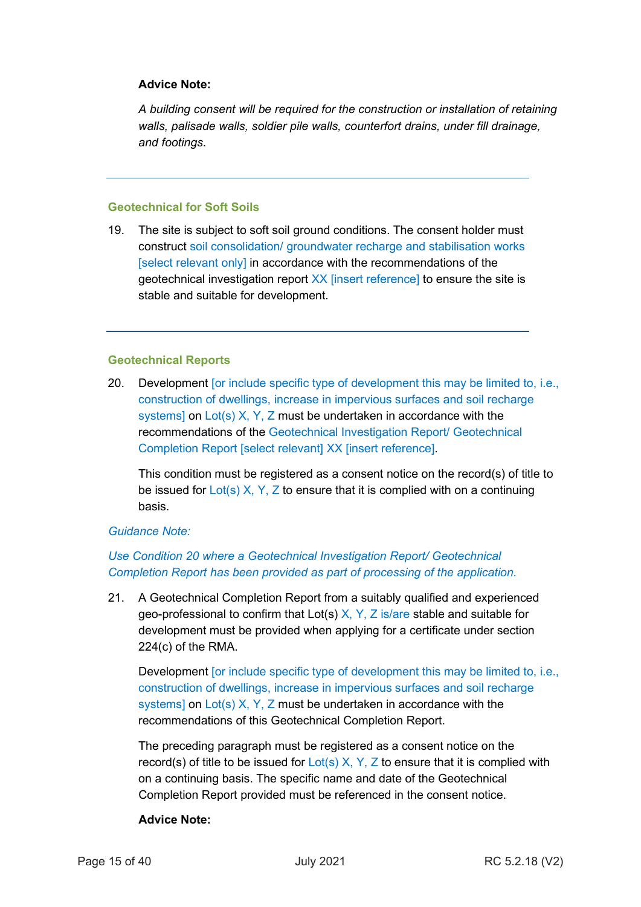**Advice Note:**

*A building consent will be required for the construction or installation of retaining walls, palisade walls, soldier pile walls, counterfort drains, under fill drainage, and footings.*

---

### Geotechnical for Soft Soils

19. The site is subject to soft soil ground conditions. The consent holder must construct soil consolidation/ groundwater recharge and stabilisation works [select relevant only] in accordance with the recommendations of the geotechnical investigation report XX [insert reference] to ensure the site is stable and suitable for development.

---

### Geotechnical Reports

20. Development [or include specific type of development this may be limited to, i.e., construction of dwellings, increase in impervious surfaces and soil recharge systems] on Lot(s) X, Y, Z must be undertaken in accordance with the recommendations of the Geotechnical Investigation Report/ Geotechnical Completion Report [select relevant] XX [insert reference].

    This condition must be registered as a consent notice on the record(s) of title to be issued for Lot(s) X, Y, Z to ensure that it is complied with on a continuing basis.

*Guidance Note:*

*Use Condition 20 where a Geotechnical Investigation Report/ Geotechnical Completion Report has been provided as part of processing of the application.*

21. A Geotechnical Completion Report from a suitably qualified and experienced geo-professional to confirm that Lot(s) X, Y, Z is/are stable and suitable for development must be provided when applying for a certificate under section 224(c) of the RMA.

    Development [or include specific type of development this may be limited to, i.e., construction of dwellings, increase in impervious surfaces and soil recharge systems] on Lot(s) X, Y, Z must be undertaken in accordance with the recommendations of this Geotechnical Completion Report.

    The preceding paragraph must be registered as a consent notice on the record(s) of title to be issued for Lot(s) X, Y, Z to ensure that it is complied with on a continuing basis. The specific name and date of the Geotechnical Completion Report provided must be referenced in the consent notice.

    **Advice Note:**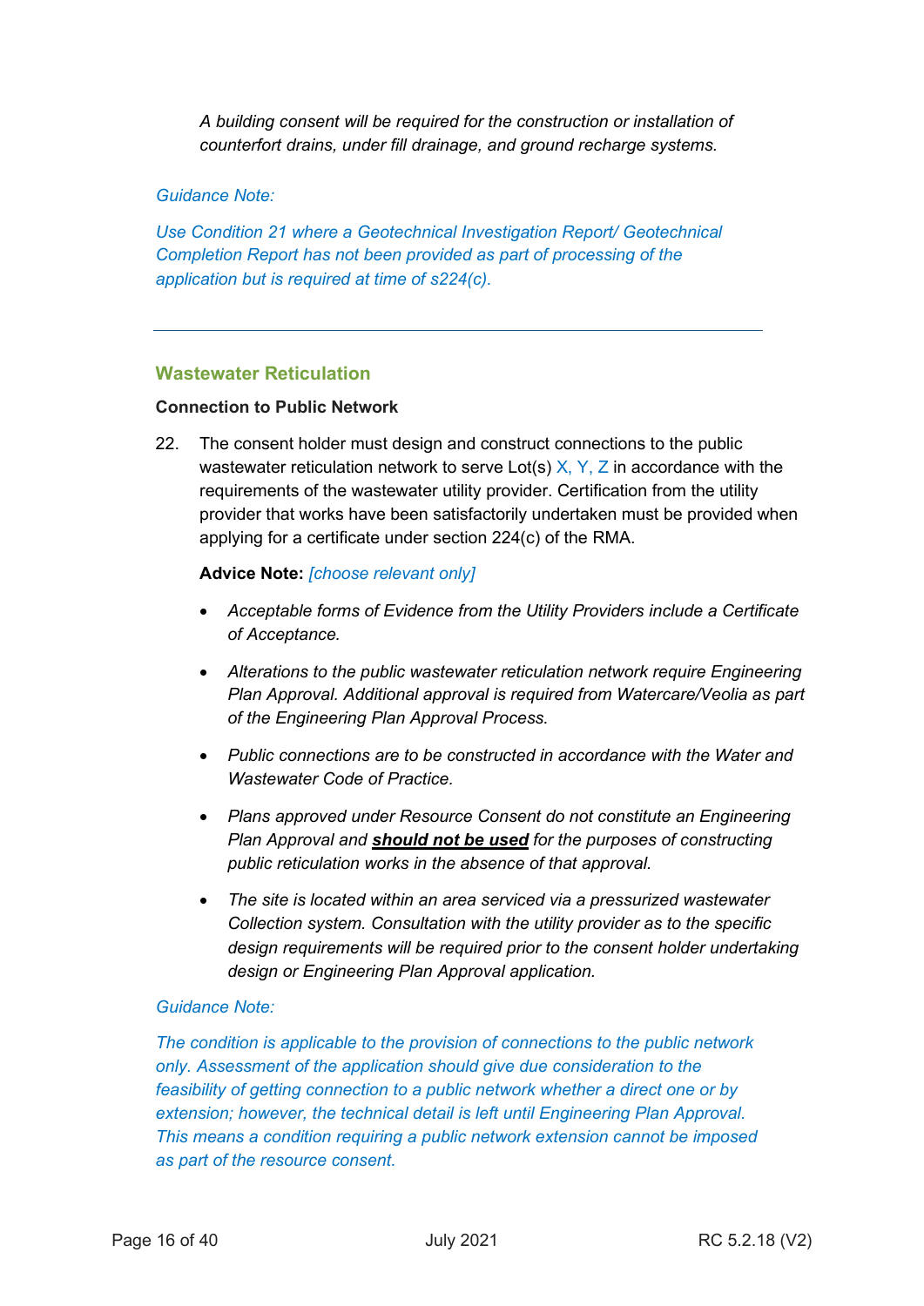*A building consent will be required for the construction or installation of counterfort drains, under fill drainage, and ground recharge systems.*

*Guidance Note:*

*Use Condition 21 where a Geotechnical Investigation Report/ Geotechnical Completion Report has not been provided as part of processing of the application but is required at time of s224(c).*

---

## Wastewater Reticulation

**Connection to Public Network**

22. The consent holder must design and construct connections to the public wastewater reticulation network to serve Lot(s) X, Y, Z in accordance with the requirements of the wastewater utility provider. Certification from the utility provider that works have been satisfactorily undertaken must be provided when applying for a certificate under section 224(c) of the RMA.

    **Advice Note:** *[choose relevant only]*

    - *Acceptable forms of Evidence from the Utility Providers include a Certificate of Acceptance.*
    - *Alterations to the public wastewater reticulation network require Engineering Plan Approval. Additional approval is required from Watercare/Veolia as part of the Engineering Plan Approval Process.*
    - *Public connections are to be constructed in accordance with the Water and Wastewater Code of Practice.*
    - *Plans approved under Resource Consent do not constitute an Engineering Plan Approval and **should not be used** for the purposes of constructing public reticulation works in the absence of that approval.*
    - *The site is located within an area serviced via a pressurized wastewater Collection system. Consultation with the utility provider as to the specific design requirements will be required prior to the consent holder undertaking design or Engineering Plan Approval application.*

*Guidance Note:*

*The condition is applicable to the provision of connections to the public network only. Assessment of the application should give due consideration to the feasibility of getting connection to a public network whether a direct one or by extension; however, the technical detail is left until Engineering Plan Approval. This means a condition requiring a public network extension cannot be imposed as part of the resource consent.*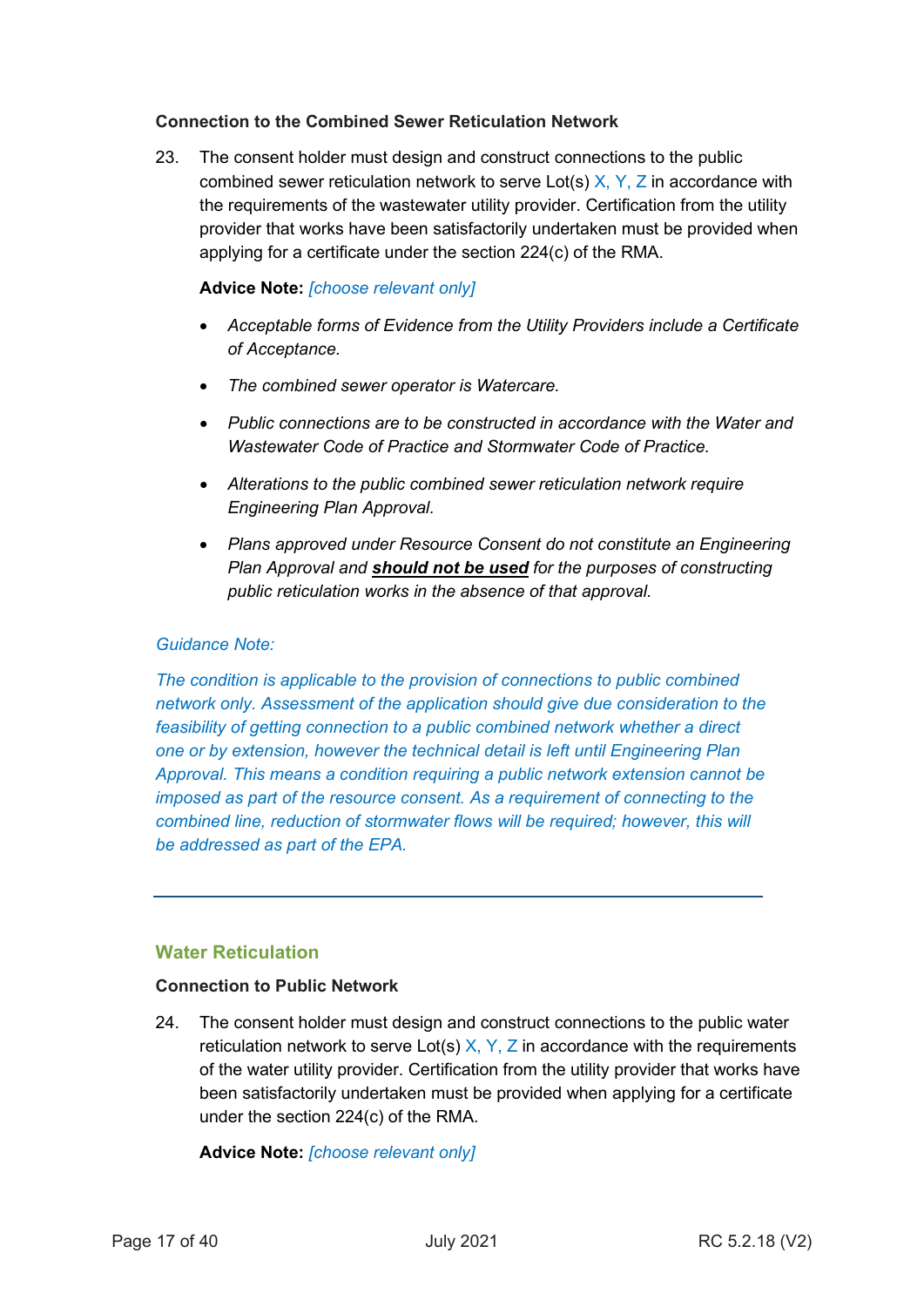**Connection to the Combined Sewer Reticulation Network**

23. The consent holder must design and construct connections to the public combined sewer reticulation network to serve Lot(s) X, Y, Z in accordance with the requirements of the wastewater utility provider. Certification from the utility provider that works have been satisfactorily undertaken must be provided when applying for a certificate under the section 224(c) of the RMA.

 **Advice Note:** *[choose relevant only]*

 - *Acceptable forms of Evidence from the Utility Providers include a Certificate of Acceptance.*
 - *The combined sewer operator is Watercare.*
 - *Public connections are to be constructed in accordance with the Water and Wastewater Code of Practice and Stormwater Code of Practice.*
 - *Alterations to the public combined sewer reticulation network require Engineering Plan Approval.*
 - *Plans approved under Resource Consent do not constitute an Engineering Plan Approval and **should not be used** for the purposes of constructing public reticulation works in the absence of that approval.*

*Guidance Note:*

*The condition is applicable to the provision of connections to public combined network only. Assessment of the application should give due consideration to the feasibility of getting connection to a public combined network whether a direct one or by extension, however the technical detail is left until Engineering Plan Approval. This means a condition requiring a public network extension cannot be imposed as part of the resource consent. As a requirement of connecting to the combined line, reduction of stormwater flows will be required; however, this will be addressed as part of the EPA.*

---

## Water Reticulation

**Connection to Public Network**

24. The consent holder must design and construct connections to the public water reticulation network to serve Lot(s) X, Y, Z in accordance with the requirements of the water utility provider. Certification from the utility provider that works have been satisfactorily undertaken must be provided when applying for a certificate under the section 224(c) of the RMA.

 **Advice Note:** *[choose relevant only]*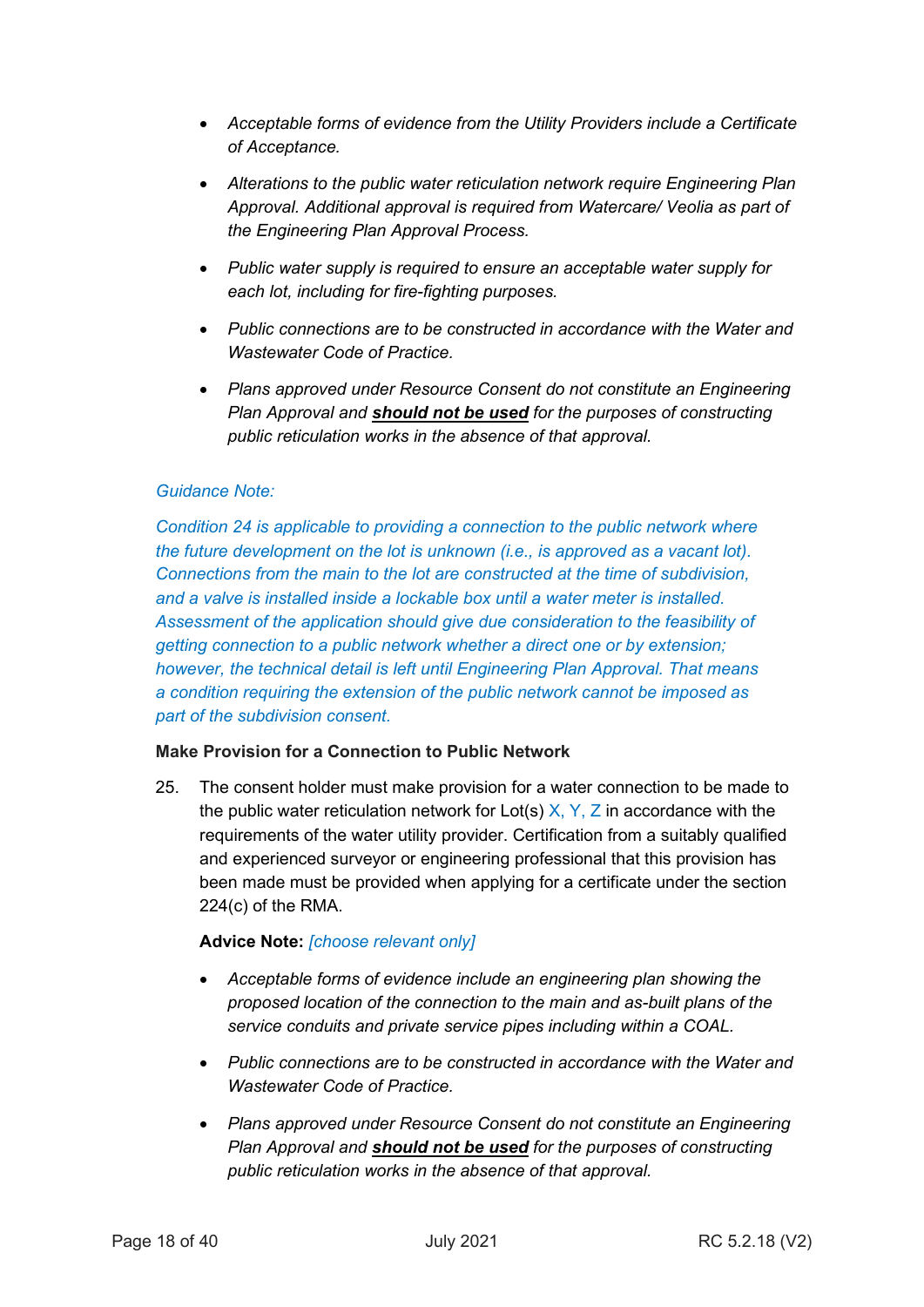- *Acceptable forms of evidence from the Utility Providers include a Certificate of Acceptance.*

- *Alterations to the public water reticulation network require Engineering Plan Approval. Additional approval is required from Watercare/ Veolia as part of the Engineering Plan Approval Process.*

- *Public water supply is required to ensure an acceptable water supply for each lot, including for fire-fighting purposes.*

- *Public connections are to be constructed in accordance with the Water and Wastewater Code of Practice.*

- *Plans approved under Resource Consent do not constitute an Engineering Plan Approval and **should not be used** for the purposes of constructing public reticulation works in the absence of that approval.*

*Guidance Note:*

*Condition 24 is applicable to providing a connection to the public network where the future development on the lot is unknown (i.e., is approved as a vacant lot). Connections from the main to the lot are constructed at the time of subdivision, and a valve is installed inside a lockable box until a water meter is installed. Assessment of the application should give due consideration to the feasibility of getting connection to a public network whether a direct one or by extension; however, the technical detail is left until Engineering Plan Approval. That means a condition requiring the extension of the public network cannot be imposed as part of the subdivision consent.*

**Make Provision for a Connection to Public Network**

25. The consent holder must make provision for a water connection to be made to the public water reticulation network for Lot(s) X, Y, Z in accordance with the requirements of the water utility provider. Certification from a suitably qualified and experienced surveyor or engineering professional that this provision has been made must be provided when applying for a certificate under the section 224(c) of the RMA.

    **Advice Note:** *[choose relevant only]*

    - *Acceptable forms of evidence include an engineering plan showing the proposed location of the connection to the main and as-built plans of the service conduits and private service pipes including within a COAL.*

    - *Public connections are to be constructed in accordance with the Water and Wastewater Code of Practice.*

    - *Plans approved under Resource Consent do not constitute an Engineering Plan Approval and **should not be used** for the purposes of constructing public reticulation works in the absence of that approval.*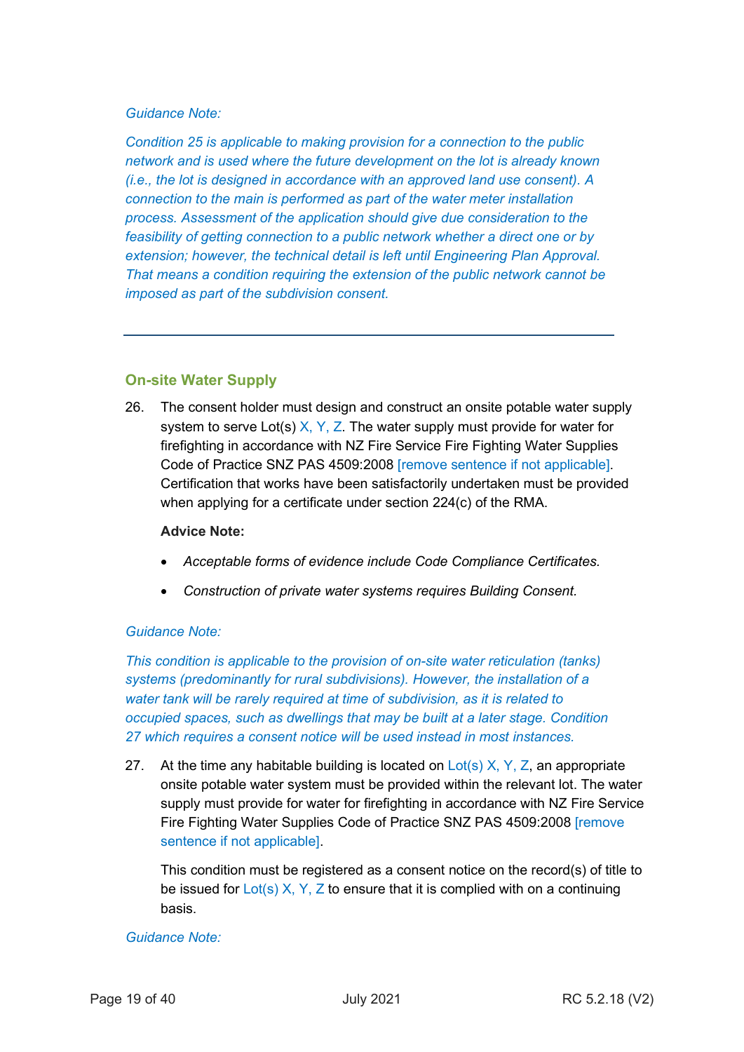*Guidance Note:*

*Condition 25 is applicable to making provision for a connection to the public network and is used where the future development on the lot is already known (i.e., the lot is designed in accordance with an approved land use consent). A connection to the main is performed as part of the water meter installation process. Assessment of the application should give due consideration to the feasibility of getting connection to a public network whether a direct one or by extension; however, the technical detail is left until Engineering Plan Approval. That means a condition requiring the extension of the public network cannot be imposed as part of the subdivision consent.*

---

## On-site Water Supply

26. The consent holder must design and construct an onsite potable water supply system to serve Lot(s) X, Y, Z. The water supply must provide for water for firefighting in accordance with NZ Fire Service Fire Fighting Water Supplies Code of Practice SNZ PAS 4509:2008 [remove sentence if not applicable]. Certification that works have been satisfactorily undertaken must be provided when applying for a certificate under section 224(c) of the RMA.

    **Advice Note:**

    - *Acceptable forms of evidence include Code Compliance Certificates.*
    - *Construction of private water systems requires Building Consent.*

*Guidance Note:*

*This condition is applicable to the provision of on-site water reticulation (tanks) systems (predominantly for rural subdivisions). However, the installation of a water tank will be rarely required at time of subdivision, as it is related to occupied spaces, such as dwellings that may be built at a later stage. Condition 27 which requires a consent notice will be used instead in most instances.*

27. At the time any habitable building is located on Lot(s) X, Y, Z, an appropriate onsite potable water system must be provided within the relevant lot. The water supply must provide for water for firefighting in accordance with NZ Fire Service Fire Fighting Water Supplies Code of Practice SNZ PAS 4509:2008 [remove sentence if not applicable].

    This condition must be registered as a consent notice on the record(s) of title to be issued for Lot(s) X, Y, Z to ensure that it is complied with on a continuing basis.

*Guidance Note:*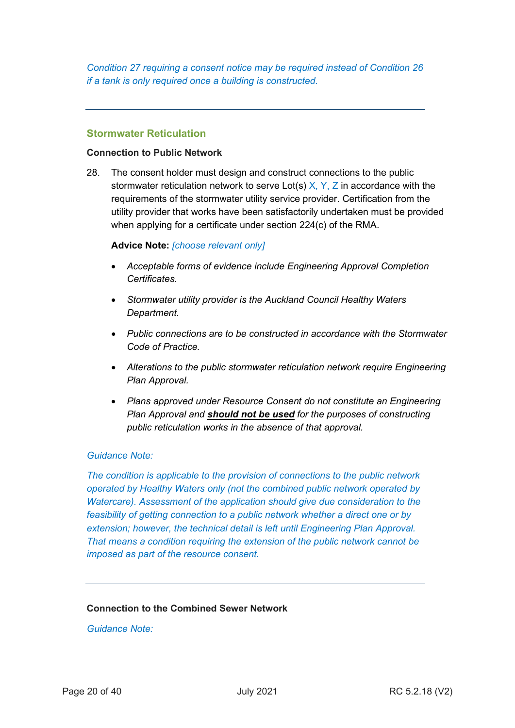*Condition 27 requiring a consent notice may be required instead of Condition 26 if a tank is only required once a building is constructed.*

---

## Stormwater Reticulation

### Connection to Public Network

28. The consent holder must design and construct connections to the public stormwater reticulation network to serve Lot(s) X, Y, Z in accordance with the requirements of the stormwater utility service provider. Certification from the utility provider that works have been satisfactorily undertaken must be provided when applying for a certificate under section 224(c) of the RMA.

    **Advice Note:** *[choose relevant only]*

    - *Acceptable forms of evidence include Engineering Approval Completion Certificates.*
    - *Stormwater utility provider is the Auckland Council Healthy Waters Department.*
    - *Public connections are to be constructed in accordance with the Stormwater Code of Practice.*
    - *Alterations to the public stormwater reticulation network require Engineering Plan Approval.*
    - *Plans approved under Resource Consent do not constitute an Engineering Plan Approval and **should not be used** for the purposes of constructing public reticulation works in the absence of that approval.*

*Guidance Note:*

*The condition is applicable to the provision of connections to the public network operated by Healthy Waters only (not the combined public network operated by Watercare). Assessment of the application should give due consideration to the feasibility of getting connection to a public network whether a direct one or by extension; however, the technical detail is left until Engineering Plan Approval. That means a condition requiring the extension of the public network cannot be imposed as part of the resource consent.*

---

### Connection to the Combined Sewer Network

*Guidance Note:*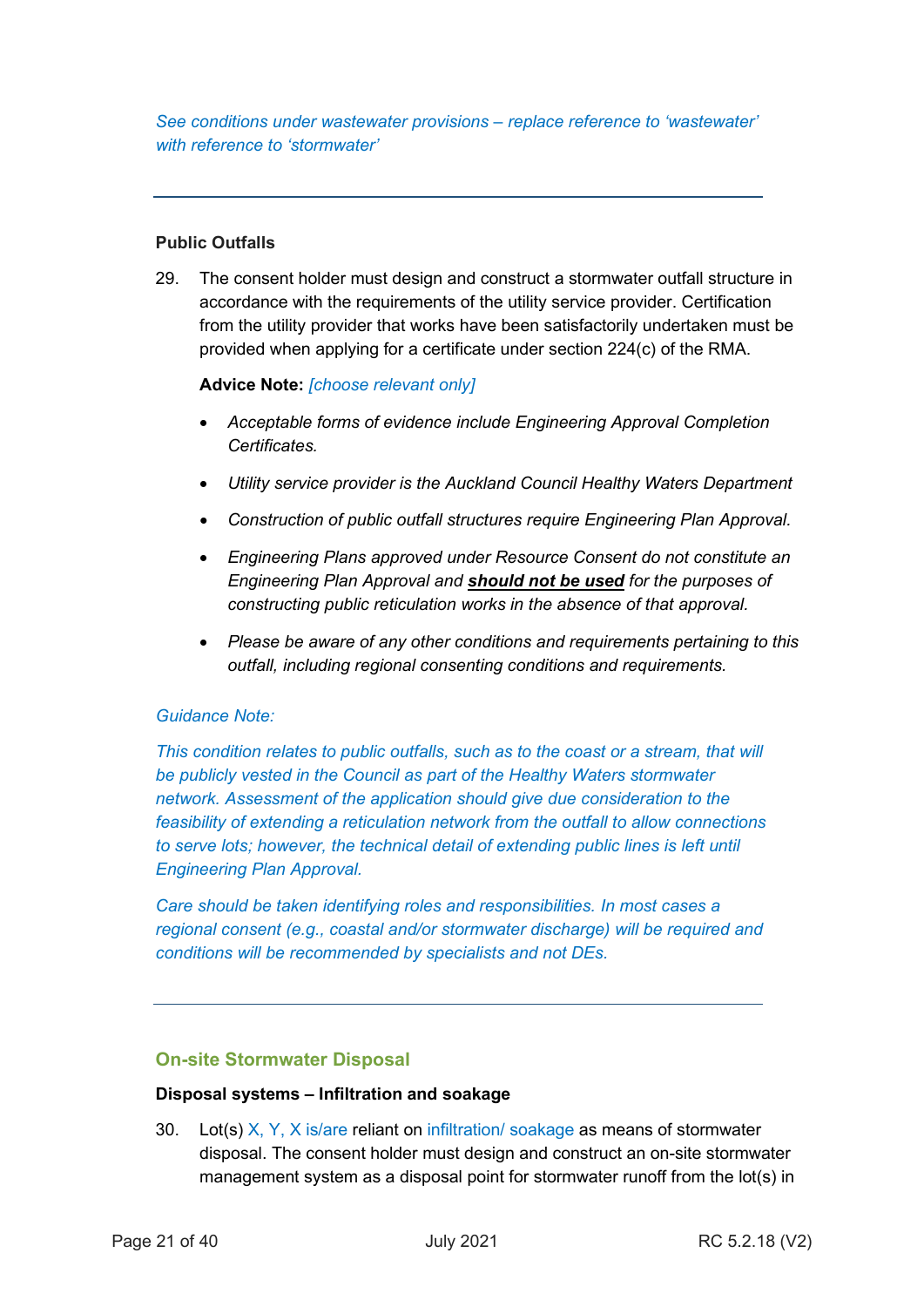*See conditions under wastewater provisions – replace reference to 'wastewater' with reference to 'stormwater'*

---

**Public Outfalls**

29. The consent holder must design and construct a stormwater outfall structure in accordance with the requirements of the utility service provider. Certification from the utility provider that works have been satisfactorily undertaken must be provided when applying for a certificate under section 224(c) of the RMA.

 **Advice Note:** *[choose relevant only]*

 - *Acceptable forms of evidence include Engineering Approval Completion Certificates.*
 - *Utility service provider is the Auckland Council Healthy Waters Department*
 - *Construction of public outfall structures require Engineering Plan Approval.*
 - *Engineering Plans approved under Resource Consent do not constitute an Engineering Plan Approval and* ***<u>should not be used</u>*** *for the purposes of constructing public reticulation works in the absence of that approval.*
 - *Please be aware of any other conditions and requirements pertaining to this outfall, including regional consenting conditions and requirements.*

*Guidance Note:*

*This condition relates to public outfalls, such as to the coast or a stream, that will be publicly vested in the Council as part of the Healthy Waters stormwater network. Assessment of the application should give due consideration to the feasibility of extending a reticulation network from the outfall to allow connections to serve lots; however, the technical detail of extending public lines is left until Engineering Plan Approval.*

*Care should be taken identifying roles and responsibilities. In most cases a regional consent (e.g., coastal and/or stormwater discharge) will be required and conditions will be recommended by specialists and not DEs.*

---

## On-site Stormwater Disposal

**Disposal systems – Infiltration and soakage**

30. Lot(s) X, Y, X is/are reliant on infiltration/ soakage as means of stormwater disposal. The consent holder must design and construct an on-site stormwater management system as a disposal point for stormwater runoff from the lot(s) in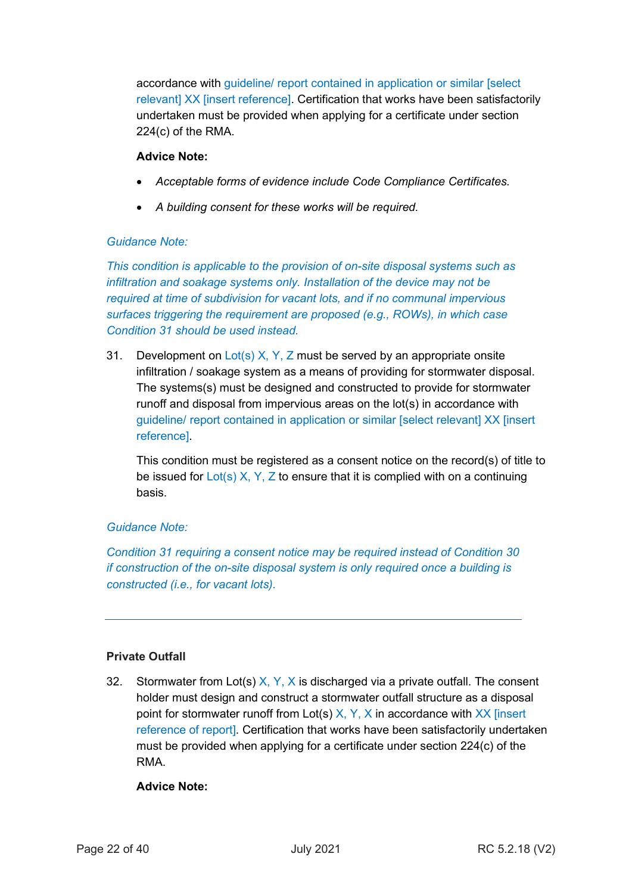accordance with guideline/ report contained in application or similar [select relevant] XX [insert reference]. Certification that works have been satisfactorily undertaken must be provided when applying for a certificate under section 224(c) of the RMA.

**Advice Note:**

- *Acceptable forms of evidence include Code Compliance Certificates.*
- *A building consent for these works will be required.*

*Guidance Note:*

*This condition is applicable to the provision of on-site disposal systems such as infiltration and soakage systems only. Installation of the device may not be required at time of subdivision for vacant lots, and if no communal impervious surfaces triggering the requirement are proposed (e.g., ROWs), in which case Condition 31 should be used instead.*

31. Development on Lot(s) X, Y, Z must be served by an appropriate onsite infiltration / soakage system as a means of providing for stormwater disposal. The systems(s) must be designed and constructed to provide for stormwater runoff and disposal from impervious areas on the lot(s) in accordance with guideline/ report contained in application or similar [select relevant] XX [insert reference].

    This condition must be registered as a consent notice on the record(s) of title to be issued for Lot(s) X, Y, Z to ensure that it is complied with on a continuing basis.

*Guidance Note:*

*Condition 31 requiring a consent notice may be required instead of Condition 30 if construction of the on-site disposal system is only required once a building is constructed (i.e., for vacant lots).*

---

**Private Outfall**

32. Stormwater from Lot(s) X, Y, X is discharged via a private outfall. The consent holder must design and construct a stormwater outfall structure as a disposal point for stormwater runoff from Lot(s) X, Y, X in accordance with XX [insert reference of report]. Certification that works have been satisfactorily undertaken must be provided when applying for a certificate under section 224(c) of the RMA.

    **Advice Note:**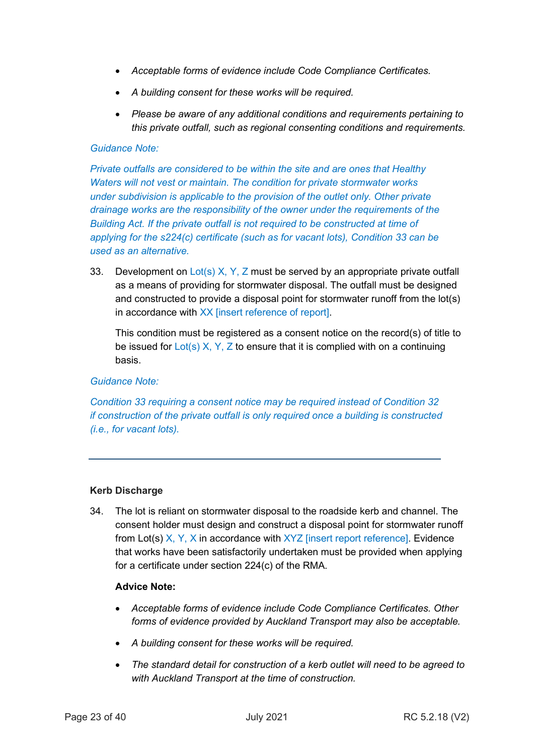- *Acceptable forms of evidence include Code Compliance Certificates.*
- *A building consent for these works will be required.*
- *Please be aware of any additional conditions and requirements pertaining to this private outfall, such as regional consenting conditions and requirements.*

*Guidance Note:*

*Private outfalls are considered to be within the site and are ones that Healthy Waters will not vest or maintain. The condition for private stormwater works under subdivision is applicable to the provision of the outlet only. Other private drainage works are the responsibility of the owner under the requirements of the Building Act. If the private outfall is not required to be constructed at time of applying for the s224(c) certificate (such as for vacant lots), Condition 33 can be used as an alternative.*

33. Development on Lot(s) X, Y, Z must be served by an appropriate private outfall as a means of providing for stormwater disposal. The outfall must be designed and constructed to provide a disposal point for stormwater runoff from the lot(s) in accordance with XX [insert reference of report].

    This condition must be registered as a consent notice on the record(s) of title to be issued for Lot(s) X, Y, Z to ensure that it is complied with on a continuing basis.

*Guidance Note:*

*Condition 33 requiring a consent notice may be required instead of Condition 32 if construction of the private outfall is only required once a building is constructed (i.e., for vacant lots).*

---

**Kerb Discharge**

34. The lot is reliant on stormwater disposal to the roadside kerb and channel. The consent holder must design and construct a disposal point for stormwater runoff from Lot(s) X, Y, X in accordance with XYZ [insert report reference]. Evidence that works have been satisfactorily undertaken must be provided when applying for a certificate under section 224(c) of the RMA.

    **Advice Note:**

    - *Acceptable forms of evidence include Code Compliance Certificates. Other forms of evidence provided by Auckland Transport may also be acceptable.*
    - *A building consent for these works will be required.*
    - *The standard detail for construction of a kerb outlet will need to be agreed to with Auckland Transport at the time of construction.*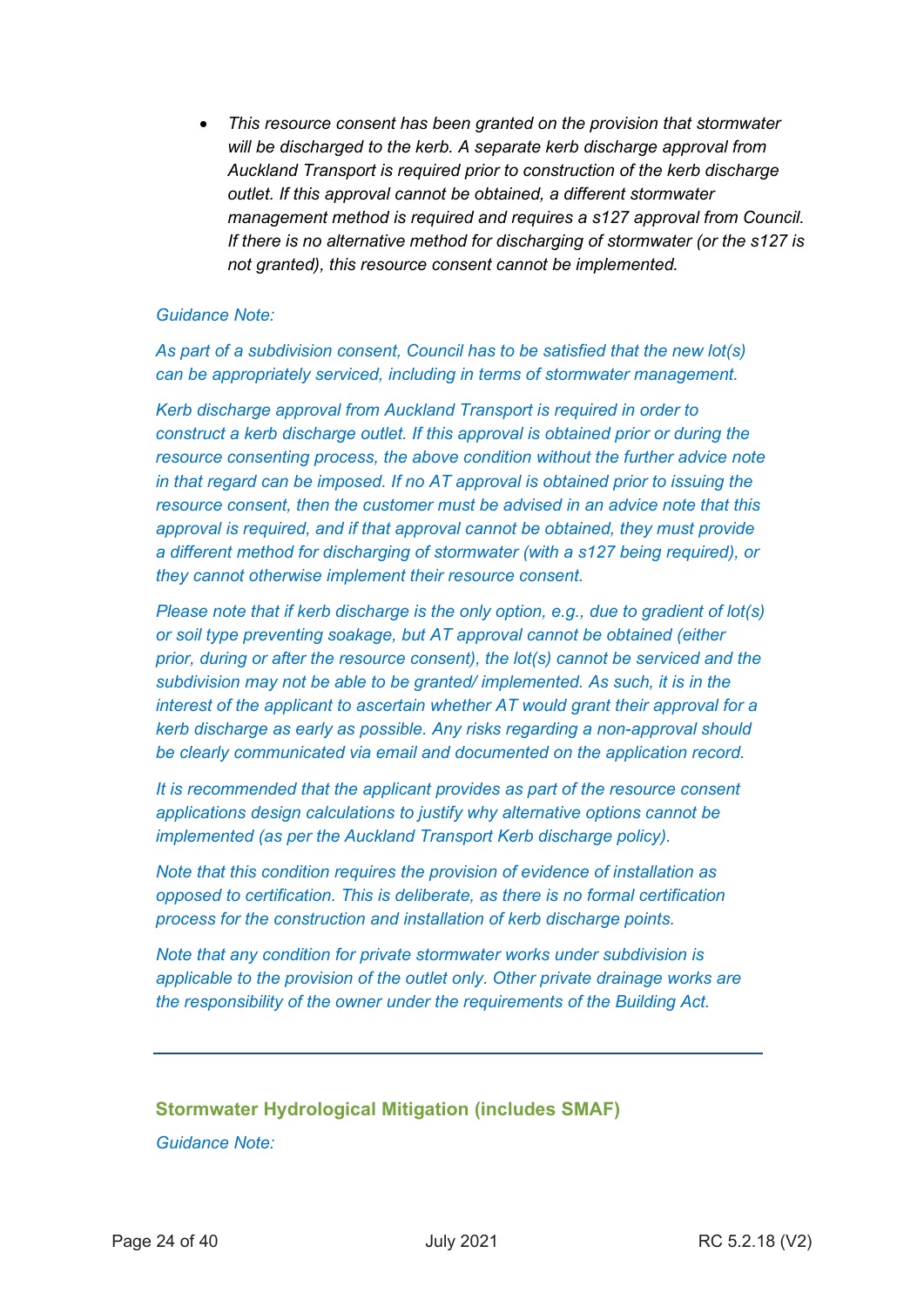- *This resource consent has been granted on the provision that stormwater will be discharged to the kerb. A separate kerb discharge approval from Auckland Transport is required prior to construction of the kerb discharge outlet. If this approval cannot be obtained, a different stormwater management method is required and requires a s127 approval from Council. If there is no alternative method for discharging of stormwater (or the s127 is not granted), this resource consent cannot be implemented.*

*Guidance Note:*

*As part of a subdivision consent, Council has to be satisfied that the new lot(s) can be appropriately serviced, including in terms of stormwater management.*

*Kerb discharge approval from Auckland Transport is required in order to construct a kerb discharge outlet. If this approval is obtained prior or during the resource consenting process, the above condition without the further advice note in that regard can be imposed. If no AT approval is obtained prior to issuing the resource consent, then the customer must be advised in an advice note that this approval is required, and if that approval cannot be obtained, they must provide a different method for discharging of stormwater (with a s127 being required), or they cannot otherwise implement their resource consent.*

*Please note that if kerb discharge is the only option, e.g., due to gradient of lot(s) or soil type preventing soakage, but AT approval cannot be obtained (either prior, during or after the resource consent), the lot(s) cannot be serviced and the subdivision may not be able to be granted/ implemented. As such, it is in the interest of the applicant to ascertain whether AT would grant their approval for a kerb discharge as early as possible. Any risks regarding a non-approval should be clearly communicated via email and documented on the application record.*

*It is recommended that the applicant provides as part of the resource consent applications design calculations to justify why alternative options cannot be implemented (as per the Auckland Transport Kerb discharge policy).*

*Note that this condition requires the provision of evidence of installation as opposed to certification. This is deliberate, as there is no formal certification process for the construction and installation of kerb discharge points.*

*Note that any condition for private stormwater works under subdivision is applicable to the provision of the outlet only. Other private drainage works are the responsibility of the owner under the requirements of the Building Act.*

---

## Stormwater Hydrological Mitigation (includes SMAF)

*Guidance Note:*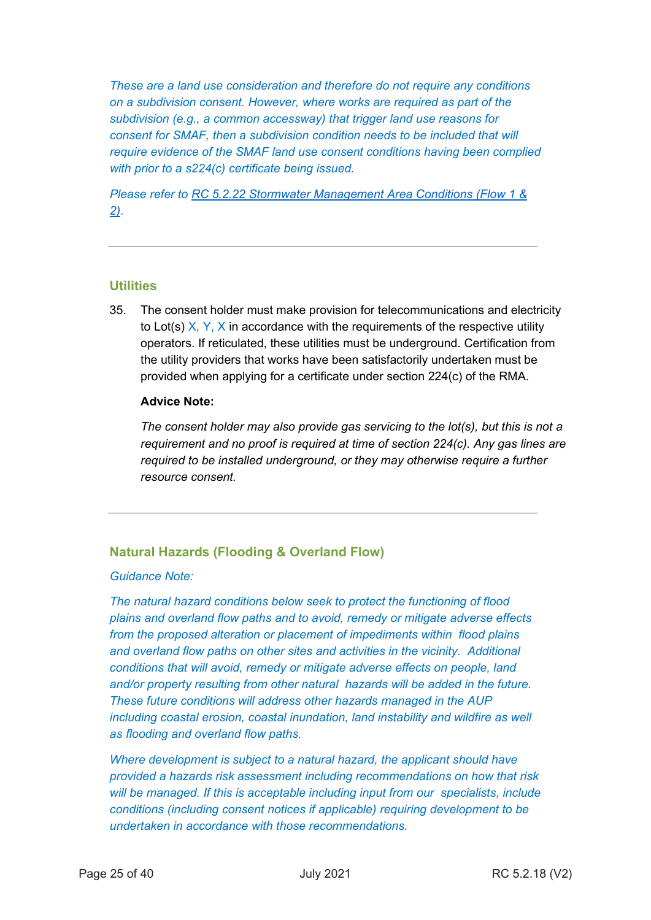*These are a land use consideration and therefore do not require any conditions on a subdivision consent. However, where works are required as part of the subdivision (e.g., a common accessway) that trigger land use reasons for consent for SMAF, then a subdivision condition needs to be included that will require evidence of the SMAF land use consent conditions having been complied with prior to a s224(c) certificate being issued.*

*Please refer to [RC 5.2.22 Stormwater Management Area Conditions (Flow 1 & 2)](#).*

---

### Utilities

35. The consent holder must make provision for telecommunications and electricity to Lot(s) X, Y, X in accordance with the requirements of the respective utility operators. If reticulated, these utilities must be underground. Certification from the utility providers that works have been satisfactorily undertaken must be provided when applying for a certificate under section 224(c) of the RMA.

    **Advice Note:**

    *The consent holder may also provide gas servicing to the lot(s), but this is not a requirement and no proof is required at time of section 224(c). Any gas lines are required to be installed underground, or they may otherwise require a further resource consent.*

---

### Natural Hazards (Flooding & Overland Flow)

*Guidance Note:*

*The natural hazard conditions below seek to protect the functioning of flood plains and overland flow paths and to avoid, remedy or mitigate adverse effects from the proposed alteration or placement of impediments within flood plains and overland flow paths on other sites and activities in the vicinity. Additional conditions that will avoid, remedy or mitigate adverse effects on people, land and/or property resulting from other natural hazards will be added in the future. These future conditions will address other hazards managed in the AUP including coastal erosion, coastal inundation, land instability and wildfire as well as flooding and overland flow paths.*

*Where development is subject to a natural hazard, the applicant should have provided a hazards risk assessment including recommendations on how that risk will be managed. If this is acceptable including input from our specialists, include conditions (including consent notices if applicable) requiring development to be undertaken in accordance with those recommendations.*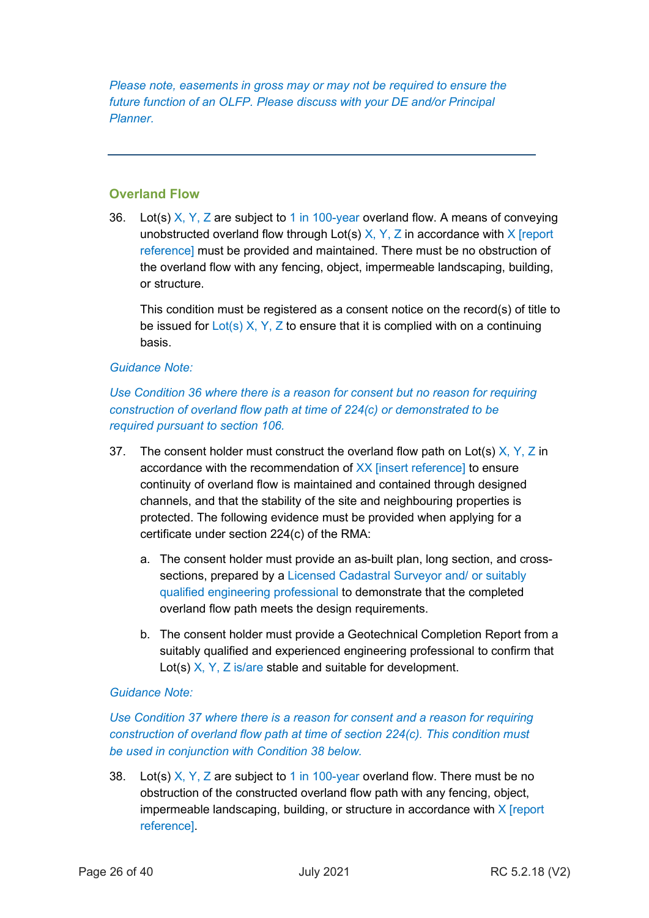*Please note, easements in gross may or may not be required to ensure the future function of an OLFP. Please discuss with your DE and/or Principal Planner.*

---

### Overland Flow

36. Lot(s) X, Y, Z are subject to 1 in 100-year overland flow. A means of conveying unobstructed overland flow through Lot(s) X, Y, Z in accordance with X [report reference] must be provided and maintained. There must be no obstruction of the overland flow with any fencing, object, impermeable landscaping, building, or structure.

    This condition must be registered as a consent notice on the record(s) of title to be issued for Lot(s) X, Y, Z to ensure that it is complied with on a continuing basis.

*Guidance Note:*

*Use Condition 36 where there is a reason for consent but no reason for requiring construction of overland flow path at time of 224(c) or demonstrated to be required pursuant to section 106.*

37. The consent holder must construct the overland flow path on Lot(s) X, Y, Z in accordance with the recommendation of XX [insert reference] to ensure continuity of overland flow is maintained and contained through designed channels, and that the stability of the site and neighbouring properties is protected. The following evidence must be provided when applying for a certificate under section 224(c) of the RMA:

    a. The consent holder must provide an as-built plan, long section, and cross-sections, prepared by a Licensed Cadastral Surveyor and/ or suitably qualified engineering professional to demonstrate that the completed overland flow path meets the design requirements.

    b. The consent holder must provide a Geotechnical Completion Report from a suitably qualified and experienced engineering professional to confirm that Lot(s) X, Y, Z is/are stable and suitable for development.

*Guidance Note:*

*Use Condition 37 where there is a reason for consent and a reason for requiring construction of overland flow path at time of section 224(c). This condition must be used in conjunction with Condition 38 below.*

38. Lot(s) X, Y, Z are subject to 1 in 100-year overland flow. There must be no obstruction of the constructed overland flow path with any fencing, object, impermeable landscaping, building, or structure in accordance with X [report reference].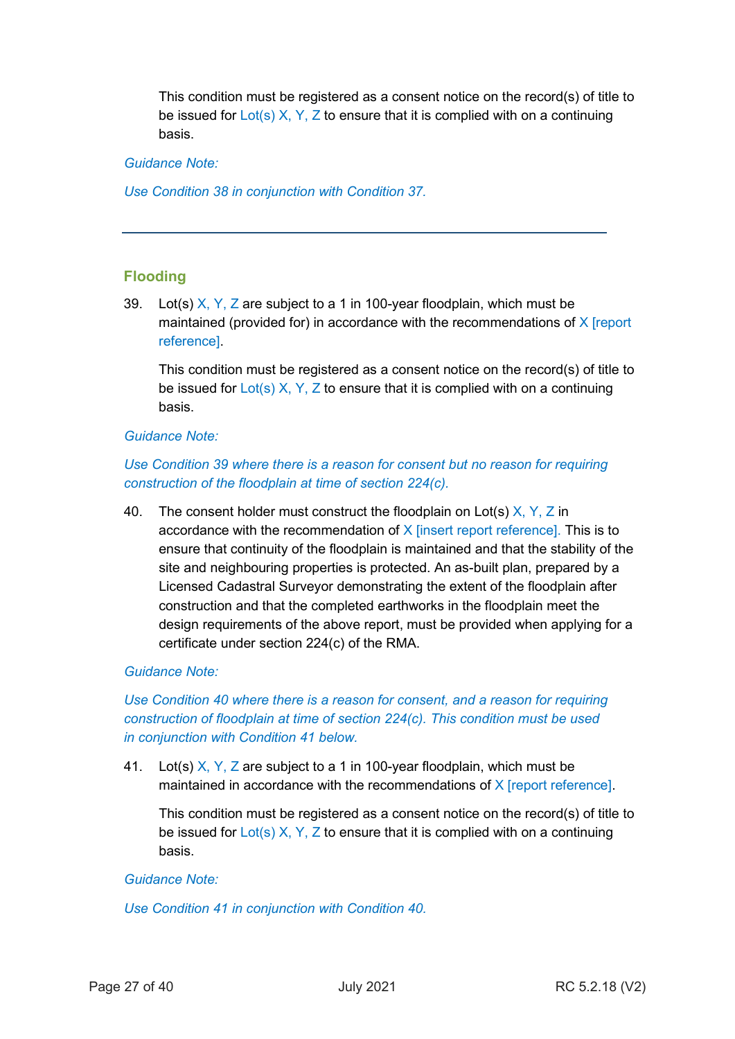This condition must be registered as a consent notice on the record(s) of title to be issued for Lot(s) X, Y, Z to ensure that it is complied with on a continuing basis.

*Guidance Note:*

*Use Condition 38 in conjunction with Condition 37.*

---

## Flooding

39. Lot(s) X, Y, Z are subject to a 1 in 100-year floodplain, which must be maintained (provided for) in accordance with the recommendations of X [report reference].

    This condition must be registered as a consent notice on the record(s) of title to be issued for Lot(s) X, Y, Z to ensure that it is complied with on a continuing basis.

*Guidance Note:*

*Use Condition 39 where there is a reason for consent but no reason for requiring construction of the floodplain at time of section 224(c).*

40. The consent holder must construct the floodplain on Lot(s) X, Y, Z in accordance with the recommendation of X [insert report reference]. This is to ensure that continuity of the floodplain is maintained and that the stability of the site and neighbouring properties is protected. An as-built plan, prepared by a Licensed Cadastral Surveyor demonstrating the extent of the floodplain after construction and that the completed earthworks in the floodplain meet the design requirements of the above report, must be provided when applying for a certificate under section 224(c) of the RMA.

*Guidance Note:*

*Use Condition 40 where there is a reason for consent, and a reason for requiring construction of floodplain at time of section 224(c). This condition must be used in conjunction with Condition 41 below.*

41. Lot(s) X, Y, Z are subject to a 1 in 100-year floodplain, which must be maintained in accordance with the recommendations of X [report reference].

    This condition must be registered as a consent notice on the record(s) of title to be issued for Lot(s) X, Y, Z to ensure that it is complied with on a continuing basis.

*Guidance Note:*

*Use Condition 41 in conjunction with Condition 40.*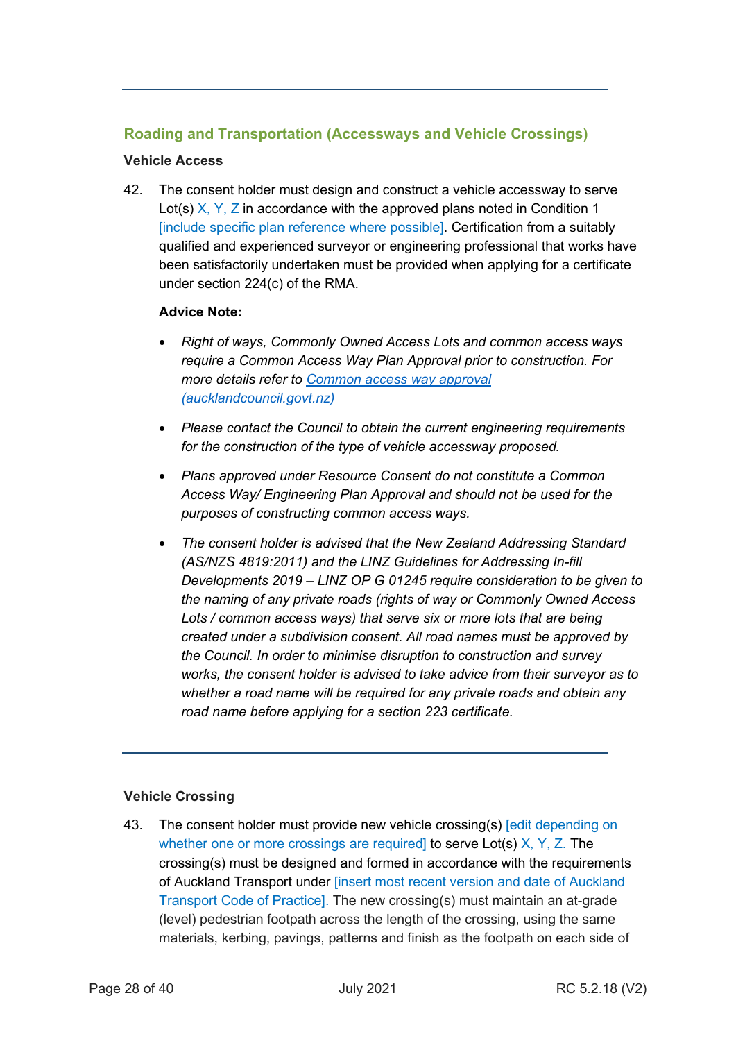## Roading and Transportation (Accessways and Vehicle Crossings)

**Vehicle Access**

42. The consent holder must design and construct a vehicle accessway to serve Lot(s) X, Y, Z in accordance with the approved plans noted in Condition 1 [include specific plan reference where possible]. Certification from a suitably qualified and experienced surveyor or engineering professional that works have been satisfactorily undertaken must be provided when applying for a certificate under section 224(c) of the RMA.

    **Advice Note:**

    - *Right of ways, Commonly Owned Access Lots and common access ways require a Common Access Way Plan Approval prior to construction. For more details refer to [Common access way approval (aucklandcouncil.govt.nz)](aucklandcouncil.govt.nz)*
    - *Please contact the Council to obtain the current engineering requirements for the construction of the type of vehicle accessway proposed.*
    - *Plans approved under Resource Consent do not constitute a Common Access Way/ Engineering Plan Approval and should not be used for the purposes of constructing common access ways.*
    - *The consent holder is advised that the New Zealand Addressing Standard (AS/NZS 4819:2011) and the LINZ Guidelines for Addressing In-fill Developments 2019 – LINZ OP G 01245 require consideration to be given to the naming of any private roads (rights of way or Commonly Owned Access Lots / common access ways) that serve six or more lots that are being created under a subdivision consent. All road names must be approved by the Council. In order to minimise disruption to construction and survey works, the consent holder is advised to take advice from their surveyor as to whether a road name will be required for any private roads and obtain any road name before applying for a section 223 certificate.*

---

**Vehicle Crossing**

43. The consent holder must provide new vehicle crossing(s) [edit depending on whether one or more crossings are required] to serve Lot(s) X, Y, Z. The crossing(s) must be designed and formed in accordance with the requirements of Auckland Transport under [insert most recent version and date of Auckland Transport Code of Practice]. The new crossing(s) must maintain an at-grade (level) pedestrian footpath across the length of the crossing, using the same materials, kerbing, pavings, patterns and finish as the footpath on each side of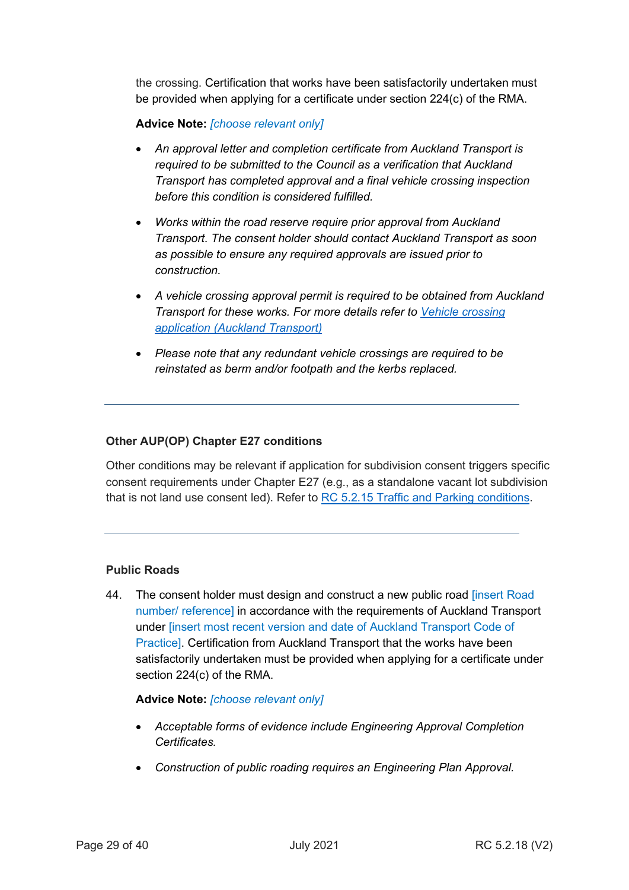the crossing. Certification that works have been satisfactorily undertaken must be provided when applying for a certificate under section 224(c) of the RMA.

**Advice Note:** *[choose relevant only]*

- *An approval letter and completion certificate from Auckland Transport is required to be submitted to the Council as a verification that Auckland Transport has completed approval and a final vehicle crossing inspection before this condition is considered fulfilled.*
- *Works within the road reserve require prior approval from Auckland Transport. The consent holder should contact Auckland Transport as soon as possible to ensure any required approvals are issued prior to construction.*
- *A vehicle crossing approval permit is required to be obtained from Auckland Transport for these works. For more details refer to Vehicle crossing application (Auckland Transport)*
- *Please note that any redundant vehicle crossings are required to be reinstated as berm and/or footpath and the kerbs replaced.*

---

### Other AUP(OP) Chapter E27 conditions

Other conditions may be relevant if application for subdivision consent triggers specific consent requirements under Chapter E27 (e.g., as a standalone vacant lot subdivision that is not land use consent led). Refer to RC 5.2.15 Traffic and Parking conditions.

---

### Public Roads

44. The consent holder must design and construct a new public road [insert Road number/ reference] in accordance with the requirements of Auckland Transport under [insert most recent version and date of Auckland Transport Code of Practice]. Certification from Auckland Transport that the works have been satisfactorily undertaken must be provided when applying for a certificate under section 224(c) of the RMA.

**Advice Note:** *[choose relevant only]*

- *Acceptable forms of evidence include Engineering Approval Completion Certificates.*
- *Construction of public roading requires an Engineering Plan Approval.*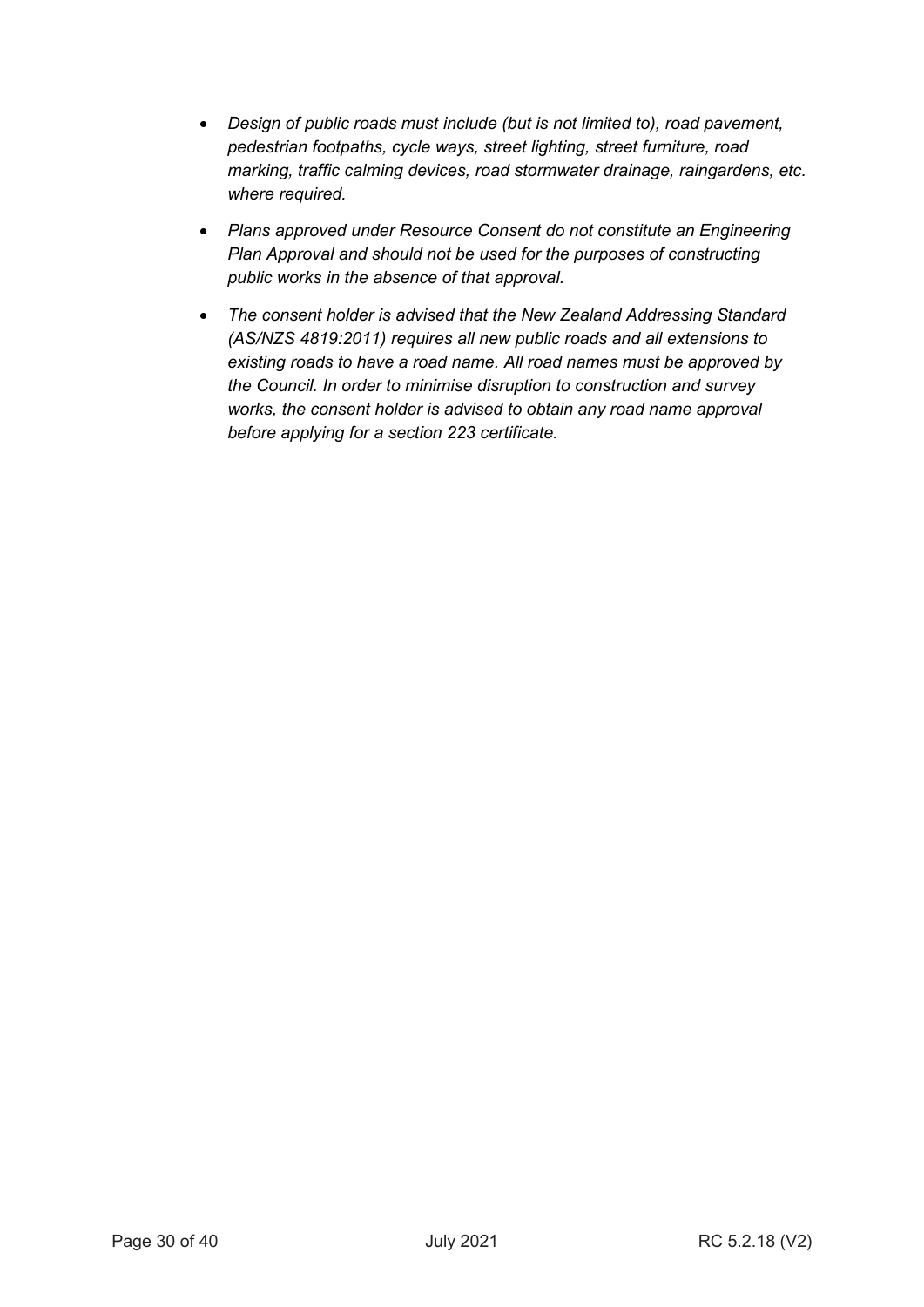- *Design of public roads must include (but is not limited to), road pavement, pedestrian footpaths, cycle ways, street lighting, street furniture, road marking, traffic calming devices, road stormwater drainage, raingardens, etc. where required.*

- *Plans approved under Resource Consent do not constitute an Engineering Plan Approval and should not be used for the purposes of constructing public works in the absence of that approval.*

- *The consent holder is advised that the New Zealand Addressing Standard (AS/NZS 4819:2011) requires all new public roads and all extensions to existing roads to have a road name. All road names must be approved by the Council. In order to minimise disruption to construction and survey works, the consent holder is advised to obtain any road name approval before applying for a section 223 certificate.*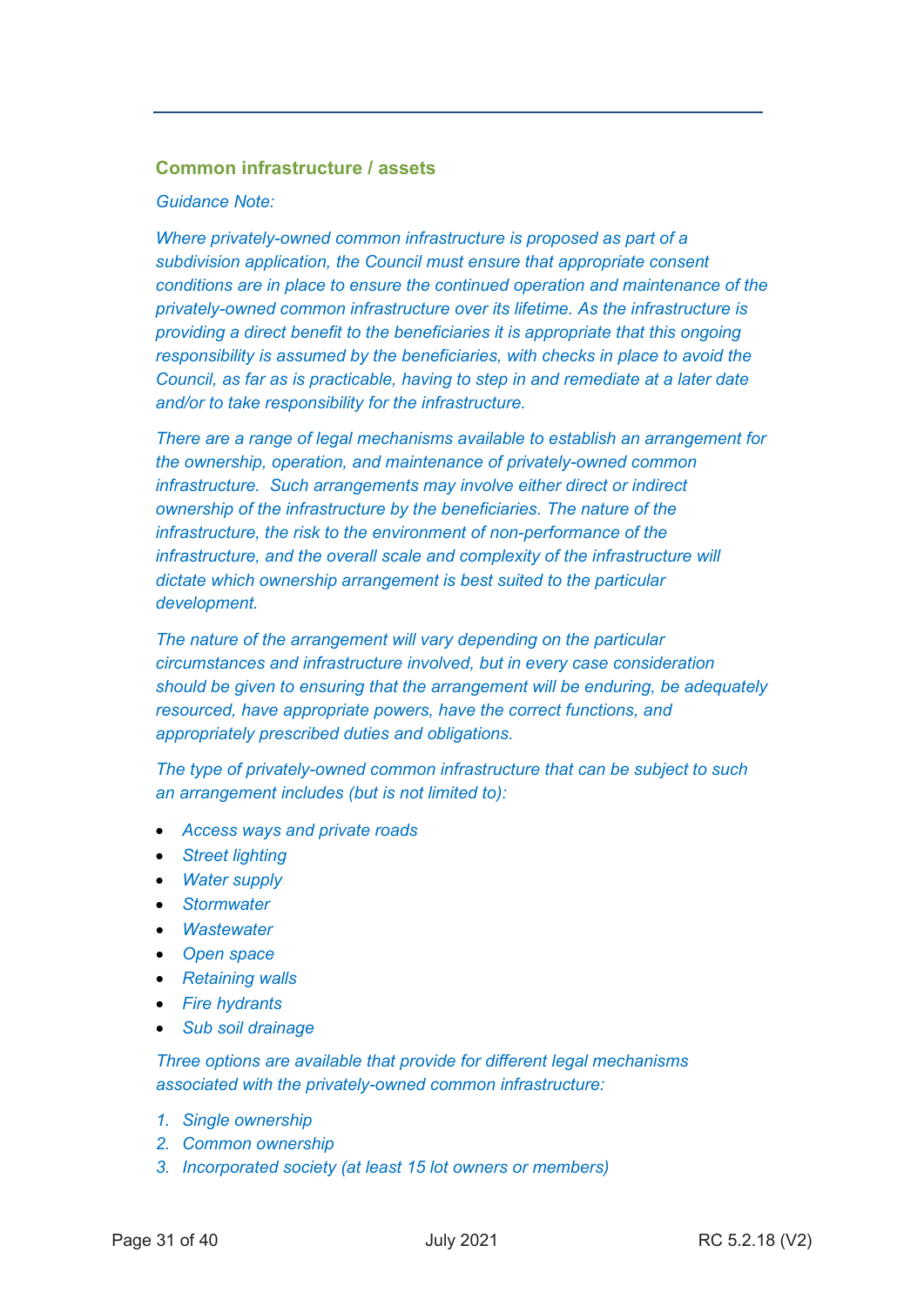## Common infrastructure / assets

*Guidance Note:*

*Where privately-owned common infrastructure is proposed as part of a subdivision application, the Council must ensure that appropriate consent conditions are in place to ensure the continued operation and maintenance of the privately-owned common infrastructure over its lifetime. As the infrastructure is providing a direct benefit to the beneficiaries it is appropriate that this ongoing responsibility is assumed by the beneficiaries, with checks in place to avoid the Council, as far as is practicable, having to step in and remediate at a later date and/or to take responsibility for the infrastructure.*

*There are a range of legal mechanisms available to establish an arrangement for the ownership, operation, and maintenance of privately-owned common infrastructure. Such arrangements may involve either direct or indirect ownership of the infrastructure by the beneficiaries. The nature of the infrastructure, the risk to the environment of non-performance of the infrastructure, and the overall scale and complexity of the infrastructure will dictate which ownership arrangement is best suited to the particular development.*

*The nature of the arrangement will vary depending on the particular circumstances and infrastructure involved, but in every case consideration should be given to ensuring that the arrangement will be enduring, be adequately resourced, have appropriate powers, have the correct functions, and appropriately prescribed duties and obligations.*

*The type of privately-owned common infrastructure that can be subject to such an arrangement includes (but is not limited to):*

- *Access ways and private roads*
- *Street lighting*
- *Water supply*
- *Stormwater*
- *Wastewater*
- *Open space*
- *Retaining walls*
- *Fire hydrants*
- *Sub soil drainage*

*Three options are available that provide for different legal mechanisms associated with the privately-owned common infrastructure:*

1. *Single ownership*
2. *Common ownership*
3. *Incorporated society (at least 15 lot owners or members)*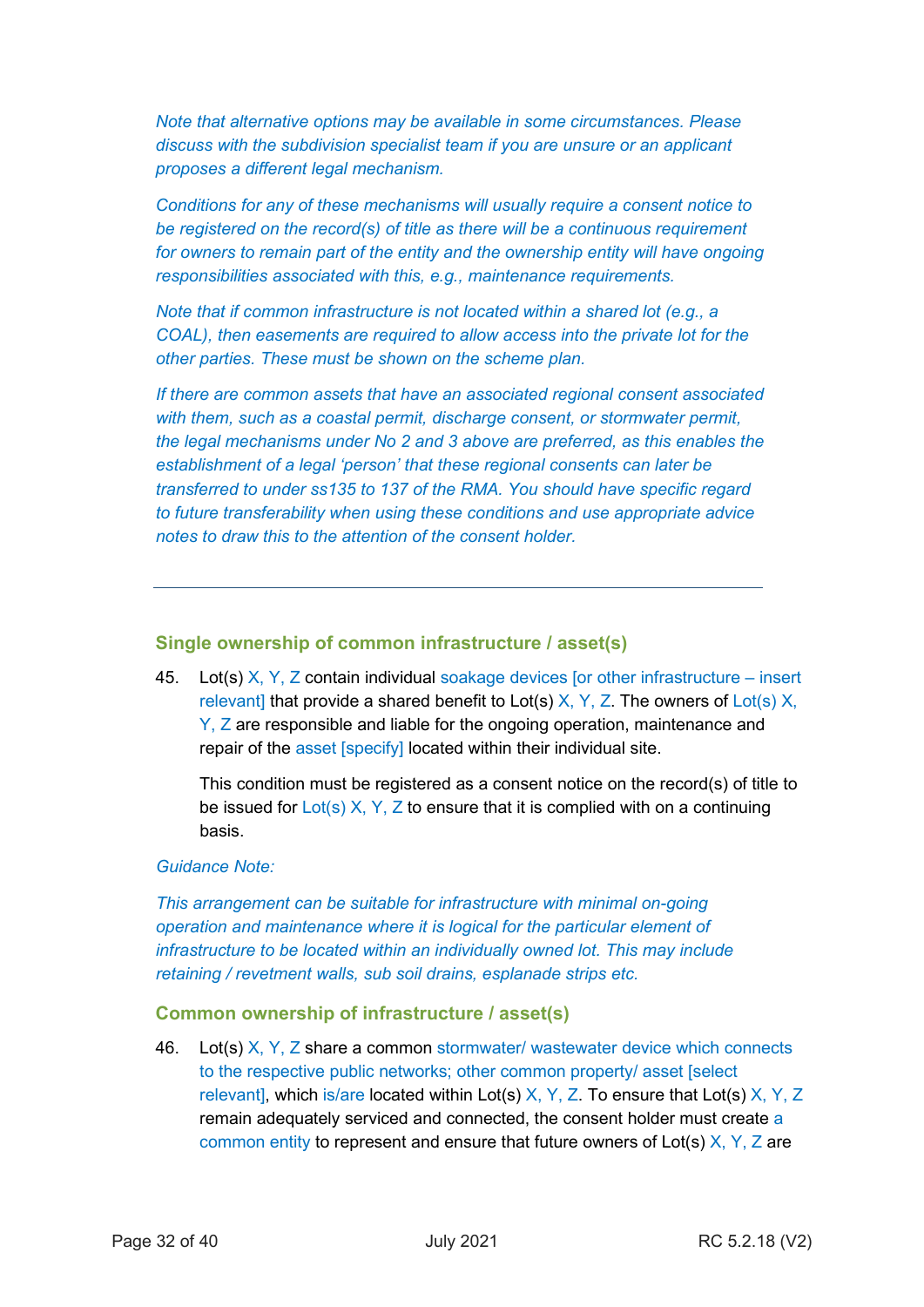*Note that alternative options may be available in some circumstances. Please discuss with the subdivision specialist team if you are unsure or an applicant proposes a different legal mechanism.*

*Conditions for any of these mechanisms will usually require a consent notice to be registered on the record(s) of title as there will be a continuous requirement for owners to remain part of the entity and the ownership entity will have ongoing responsibilities associated with this, e.g., maintenance requirements.*

*Note that if common infrastructure is not located within a shared lot (e.g., a COAL), then easements are required to allow access into the private lot for the other parties. These must be shown on the scheme plan.*

*If there are common assets that have an associated regional consent associated with them, such as a coastal permit, discharge consent, or stormwater permit, the legal mechanisms under No 2 and 3 above are preferred, as this enables the establishment of a legal 'person' that these regional consents can later be transferred to under ss135 to 137 of the RMA. You should have specific regard to future transferability when using these conditions and use appropriate advice notes to draw this to the attention of the consent holder.*

---

### Single ownership of common infrastructure / asset(s)

45. Lot(s) X, Y, Z contain individual soakage devices [or other infrastructure – insert relevant] that provide a shared benefit to Lot(s) X, Y, Z. The owners of Lot(s) X, Y, Z are responsible and liable for the ongoing operation, maintenance and repair of the asset [specify] located within their individual site.

    This condition must be registered as a consent notice on the record(s) of title to be issued for Lot(s) X, Y, Z to ensure that it is complied with on a continuing basis.

*Guidance Note:*

*This arrangement can be suitable for infrastructure with minimal on-going operation and maintenance where it is logical for the particular element of infrastructure to be located within an individually owned lot. This may include retaining / revetment walls, sub soil drains, esplanade strips etc.*

### Common ownership of infrastructure / asset(s)

46. Lot(s) X, Y, Z share a common stormwater/ wastewater device which connects to the respective public networks; other common property/ asset [select relevant], which is/are located within Lot(s) X, Y, Z. To ensure that Lot(s) X, Y, Z remain adequately serviced and connected, the consent holder must create a common entity to represent and ensure that future owners of Lot(s) X, Y, Z are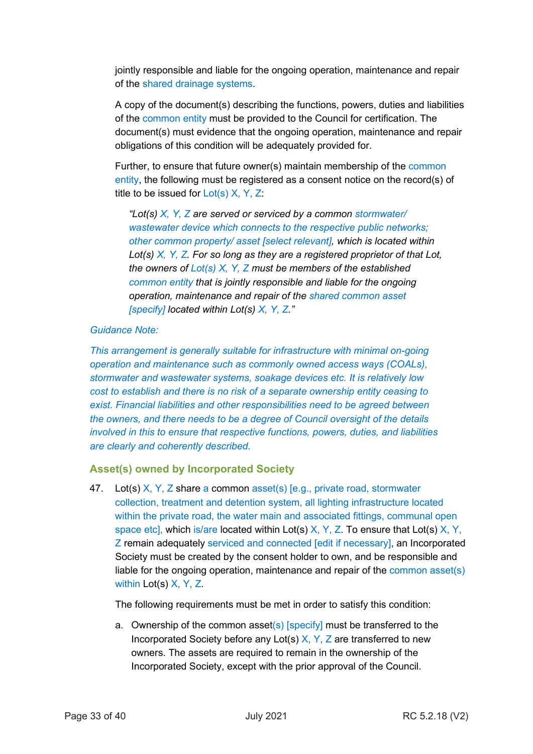jointly responsible and liable for the ongoing operation, maintenance and repair of the shared drainage systems.

A copy of the document(s) describing the functions, powers, duties and liabilities of the common entity must be provided to the Council for certification. The document(s) must evidence that the ongoing operation, maintenance and repair obligations of this condition will be adequately provided for.

Further, to ensure that future owner(s) maintain membership of the common entity, the following must be registered as a consent notice on the record(s) of title to be issued for Lot(s) X, Y, Z:

> *"Lot(s) X, Y, Z are served or serviced by a common stormwater/ wastewater device which connects to the respective public networks; other common property/ asset [select relevant], which is located within Lot(s) X, Y, Z. For so long as they are a registered proprietor of that Lot, the owners of Lot(s) X, Y, Z must be members of the established common entity that is jointly responsible and liable for the ongoing operation, maintenance and repair of the shared common asset [specify] located within Lot(s) X, Y, Z."*

*Guidance Note:*

*This arrangement is generally suitable for infrastructure with minimal on-going operation and maintenance such as commonly owned access ways (COALs), stormwater and wastewater systems, soakage devices etc. It is relatively low cost to establish and there is no risk of a separate ownership entity ceasing to exist. Financial liabilities and other responsibilities need to be agreed between the owners, and there needs to be a degree of Council oversight of the details involved in this to ensure that respective functions, powers, duties, and liabilities are clearly and coherently described.*

### Asset(s) owned by Incorporated Society

47. Lot(s) X, Y, Z share a common asset(s) [e.g., private road, stormwater collection, treatment and detention system, all lighting infrastructure located within the private road, the water main and associated fittings, communal open space etc], which is/are located within Lot(s) X, Y, Z. To ensure that Lot(s) X, Y, Z remain adequately serviced and connected [edit if necessary], an Incorporated Society must be created by the consent holder to own, and be responsible and liable for the ongoing operation, maintenance and repair of the common asset(s) within Lot(s) X, Y, Z.

    The following requirements must be met in order to satisfy this condition:

    a. Ownership of the common asset(s) [specify] must be transferred to the Incorporated Society before any Lot(s) X, Y, Z are transferred to new owners. The assets are required to remain in the ownership of the Incorporated Society, except with the prior approval of the Council.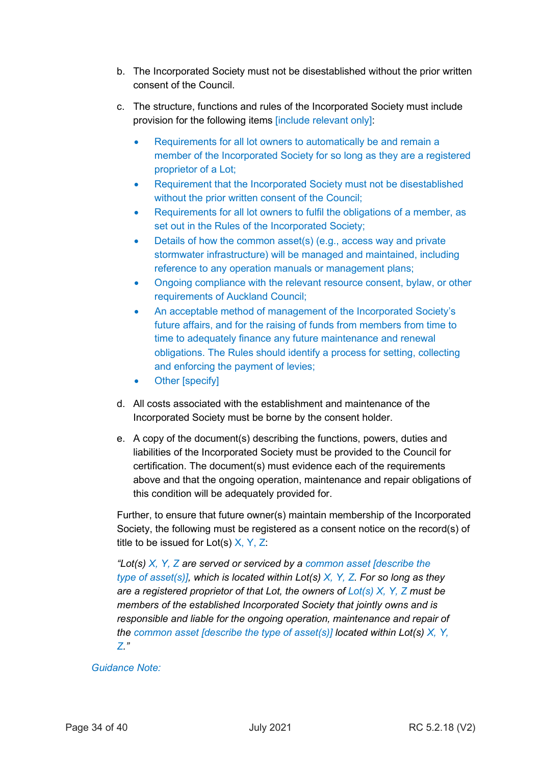b. The Incorporated Society must not be disestablished without the prior written consent of the Council.

c. The structure, functions and rules of the Incorporated Society must include provision for the following items [include relevant only]:

   - Requirements for all lot owners to automatically be and remain a member of the Incorporated Society for so long as they are a registered proprietor of a Lot;
   - Requirement that the Incorporated Society must not be disestablished without the prior written consent of the Council;
   - Requirements for all lot owners to fulfil the obligations of a member, as set out in the Rules of the Incorporated Society;
   - Details of how the common asset(s) (e.g., access way and private stormwater infrastructure) will be managed and maintained, including reference to any operation manuals or management plans;
   - Ongoing compliance with the relevant resource consent, bylaw, or other requirements of Auckland Council;
   - An acceptable method of management of the Incorporated Society's future affairs, and for the raising of funds from members from time to time to adequately finance any future maintenance and renewal obligations. The Rules should identify a process for setting, collecting and enforcing the payment of levies;
   - Other [specify]

d. All costs associated with the establishment and maintenance of the Incorporated Society must be borne by the consent holder.

e. A copy of the document(s) describing the functions, powers, duties and liabilities of the Incorporated Society must be provided to the Council for certification. The document(s) must evidence each of the requirements above and that the ongoing operation, maintenance and repair obligations of this condition will be adequately provided for.

Further, to ensure that future owner(s) maintain membership of the Incorporated Society, the following must be registered as a consent notice on the record(s) of title to be issued for Lot(s) X, Y, Z:

*"Lot(s) X, Y, Z are served or serviced by a common asset [describe the type of asset(s)], which is located within Lot(s) X, Y, Z. For so long as they are a registered proprietor of that Lot, the owners of Lot(s) X, Y, Z must be members of the established Incorporated Society that jointly owns and is responsible and liable for the ongoing operation, maintenance and repair of the common asset [describe the type of asset(s)] located within Lot(s) X, Y, Z."*

*Guidance Note:*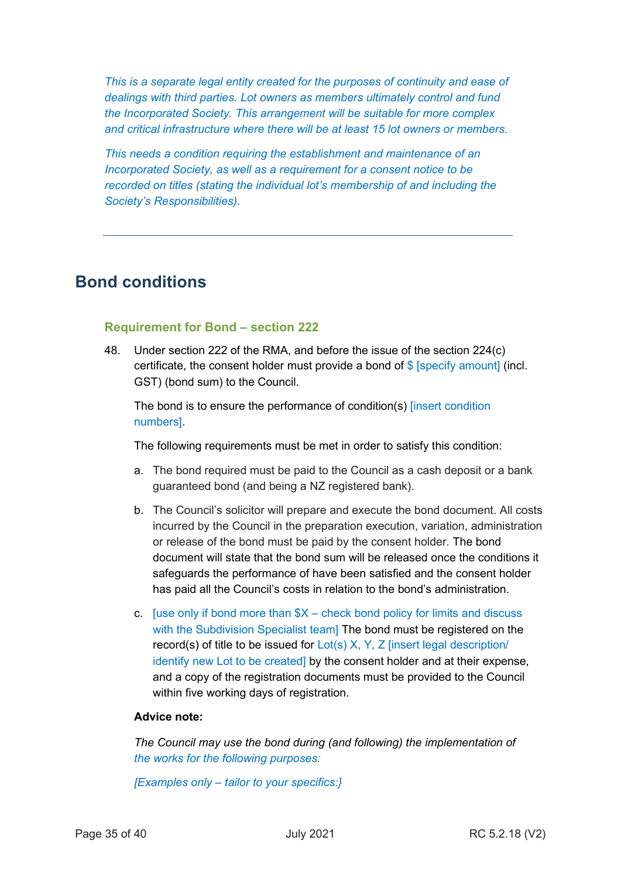*This is a separate legal entity created for the purposes of continuity and ease of dealings with third parties. Lot owners as members ultimately control and fund the Incorporated Society. This arrangement will be suitable for more complex and critical infrastructure where there will be at least 15 lot owners or members.*

*This needs a condition requiring the establishment and maintenance of an Incorporated Society, as well as a requirement for a consent notice to be recorded on titles (stating the individual lot's membership of and including the Society's Responsibilities).*

---

## Bond conditions

### Requirement for Bond – section 222

48. Under section 222 of the RMA, and before the issue of the section 224(c) certificate, the consent holder must provide a bond of $ [specify amount] (incl. GST) (bond sum) to the Council.

    The bond is to ensure the performance of condition(s) [insert condition numbers].

    The following requirements must be met in order to satisfy this condition:

    a. The bond required must be paid to the Council as a cash deposit or a bank guaranteed bond (and being a NZ registered bank).

    b. The Council's solicitor will prepare and execute the bond document. All costs incurred by the Council in the preparation execution, variation, administration or release of the bond must be paid by the consent holder. The bond document will state that the bond sum will be released once the conditions it safeguards the performance of have been satisfied and the consent holder has paid all the Council's costs in relation to the bond's administration.

    c. [use only if bond more than $X – check bond policy for limits and discuss with the Subdivision Specialist team] The bond must be registered on the record(s) of title to be issued for Lot(s) X, Y, Z [insert legal description/ identify new Lot to be created] by the consent holder and at their expense, and a copy of the registration documents must be provided to the Council within five working days of registration.

    **Advice note:**

    *The Council may use the bond during (and following) the implementation of the works for the following purposes:*

    *[Examples only – tailor to your specifics:}*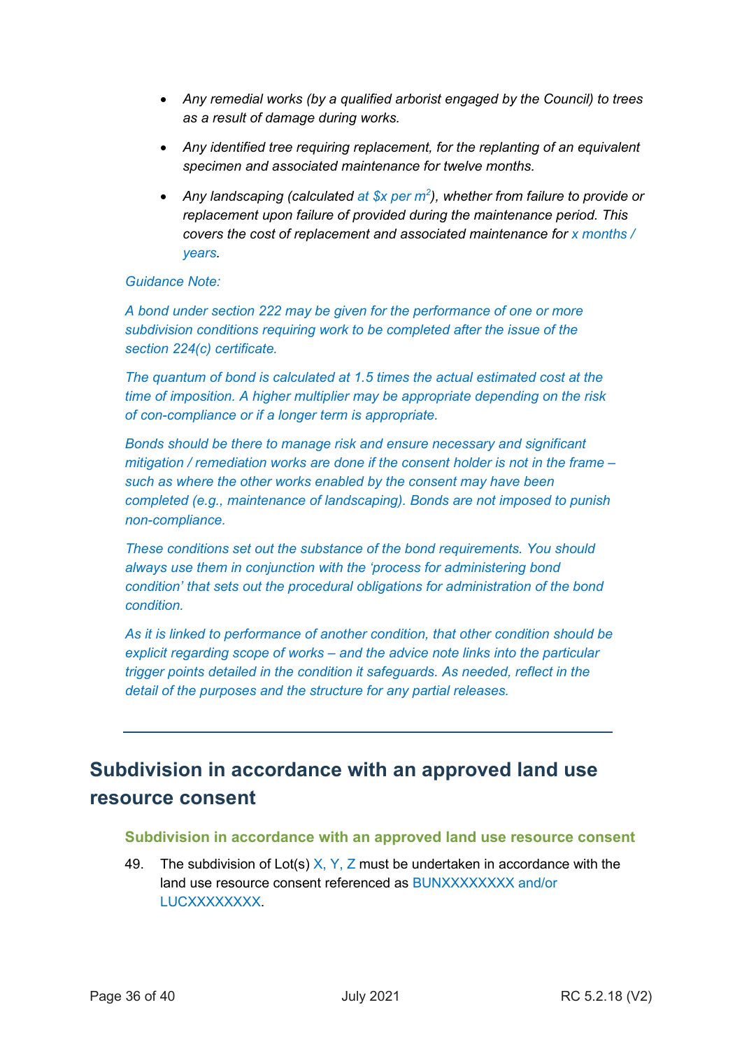- *Any remedial works (by a qualified arborist engaged by the Council) to trees as a result of damage during works.*
- *Any identified tree requiring replacement, for the replanting of an equivalent specimen and associated maintenance for twelve months.*
- *Any landscaping (calculated at $x per m²), whether from failure to provide or replacement upon failure of provided during the maintenance period. This covers the cost of replacement and associated maintenance for x months / years.*

*Guidance Note:*

*A bond under section 222 may be given for the performance of one or more subdivision conditions requiring work to be completed after the issue of the section 224(c) certificate.*

*The quantum of bond is calculated at 1.5 times the actual estimated cost at the time of imposition. A higher multiplier may be appropriate depending on the risk of con-compliance or if a longer term is appropriate.*

*Bonds should be there to manage risk and ensure necessary and significant mitigation / remediation works are done if the consent holder is not in the frame – such as where the other works enabled by the consent may have been completed (e.g., maintenance of landscaping). Bonds are not imposed to punish non-compliance.*

*These conditions set out the substance of the bond requirements. You should always use them in conjunction with the 'process for administering bond condition' that sets out the procedural obligations for administration of the bond condition.*

*As it is linked to performance of another condition, that other condition should be explicit regarding scope of works – and the advice note links into the particular trigger points detailed in the condition it safeguards. As needed, reflect in the detail of the purposes and the structure for any partial releases.*

---

## Subdivision in accordance with an approved land use resource consent

### Subdivision in accordance with an approved land use resource consent

49. The subdivision of Lot(s) X, Y, Z must be undertaken in accordance with the land use resource consent referenced as BUNXXXXXXXX and/or LUCXXXXXXXX.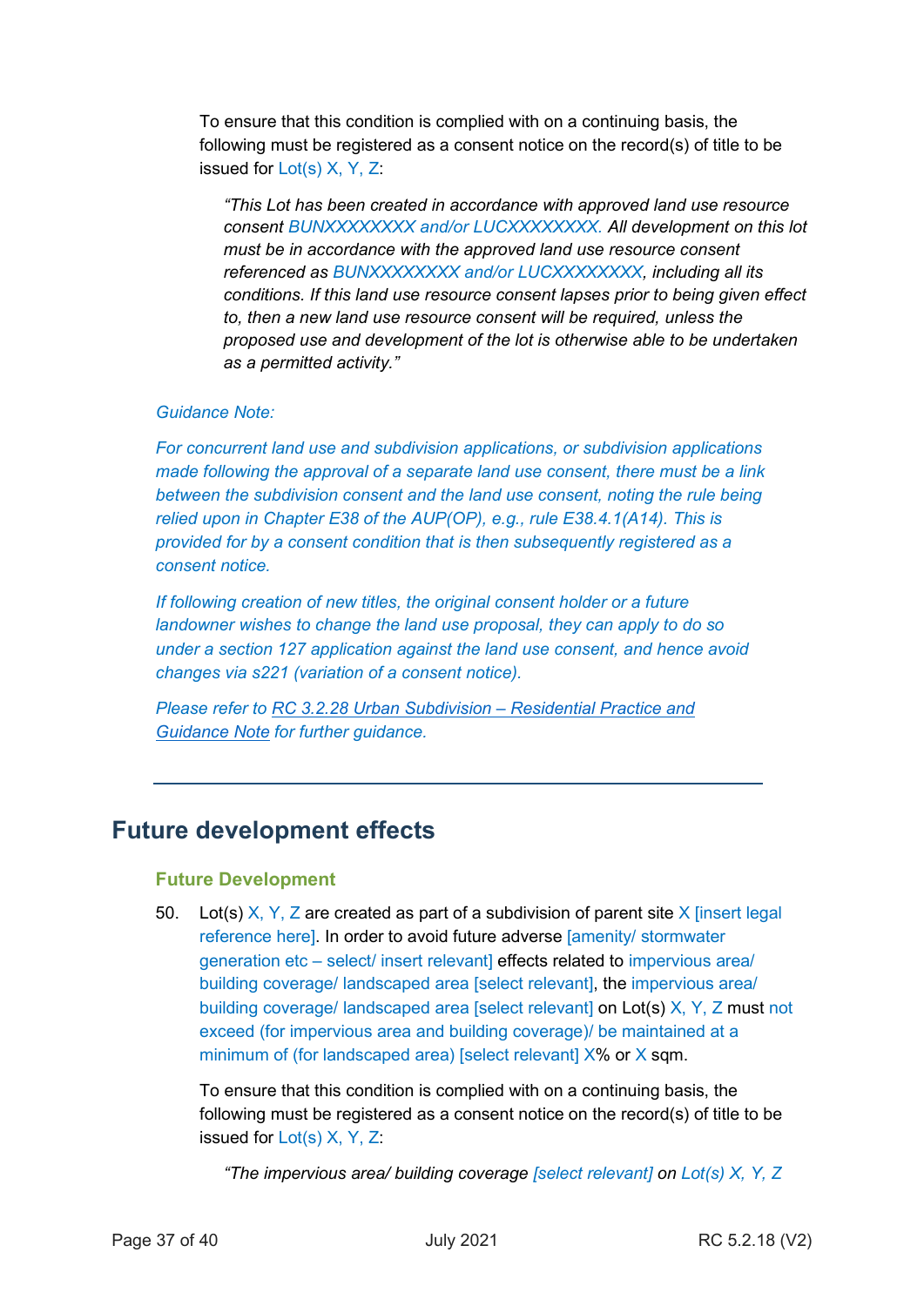To ensure that this condition is complied with on a continuing basis, the following must be registered as a consent notice on the record(s) of title to be issued for Lot(s) X, Y, Z:

> *"This Lot has been created in accordance with approved land use resource consent BUNXXXXXXXX and/or LUCXXXXXXXX. All development on this lot must be in accordance with the approved land use resource consent referenced as BUNXXXXXXXX and/or LUCXXXXXXXX, including all its conditions. If this land use resource consent lapses prior to being given effect to, then a new land use resource consent will be required, unless the proposed use and development of the lot is otherwise able to be undertaken as a permitted activity."*

*Guidance Note:*

*For concurrent land use and subdivision applications, or subdivision applications made following the approval of a separate land use consent, there must be a link between the subdivision consent and the land use consent, noting the rule being relied upon in Chapter E38 of the AUP(OP), e.g., rule E38.4.1(A14). This is provided for by a consent condition that is then subsequently registered as a consent notice.*

*If following creation of new titles, the original consent holder or a future landowner wishes to change the land use proposal, they can apply to do so under a section 127 application against the land use consent, and hence avoid changes via s221 (variation of a consent notice).*

*Please refer to RC 3.2.28 Urban Subdivision – Residential Practice and Guidance Note for further guidance.*

---

## Future development effects

### Future Development

50. Lot(s) X, Y, Z are created as part of a subdivision of parent site X [insert legal reference here]. In order to avoid future adverse [amenity/ stormwater generation etc – select/ insert relevant] effects related to impervious area/ building coverage/ landscaped area [select relevant], the impervious area/ building coverage/ landscaped area [select relevant] on Lot(s) X, Y, Z must not exceed (for impervious area and building coverage)/ be maintained at a minimum of (for landscaped area) [select relevant] X% or X sqm.

    To ensure that this condition is complied with on a continuing basis, the following must be registered as a consent notice on the record(s) of title to be issued for Lot(s) X, Y, Z:

    > *"The impervious area/ building coverage [select relevant] on Lot(s) X, Y, Z*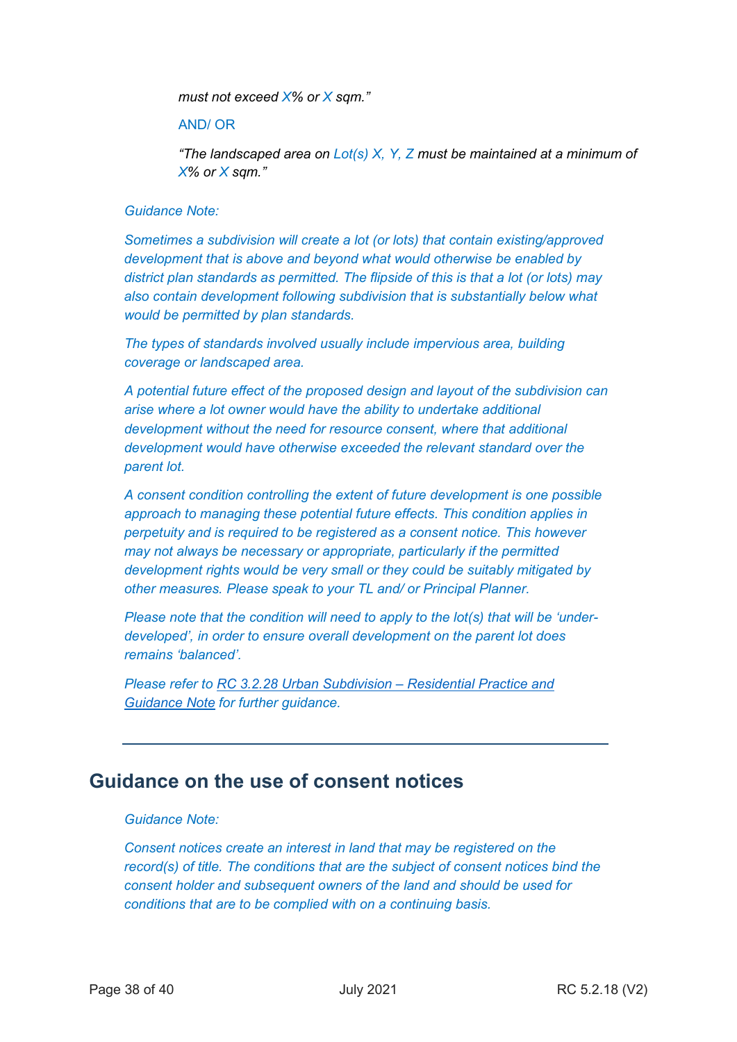*must not exceed X% or X sqm."*

AND/ OR

*"The landscaped area on Lot(s) X, Y, Z must be maintained at a minimum of X% or X sqm."*

*Guidance Note:*

*Sometimes a subdivision will create a lot (or lots) that contain existing/approved development that is above and beyond what would otherwise be enabled by district plan standards as permitted. The flipside of this is that a lot (or lots) may also contain development following subdivision that is substantially below what would be permitted by plan standards.*

*The types of standards involved usually include impervious area, building coverage or landscaped area.*

*A potential future effect of the proposed design and layout of the subdivision can arise where a lot owner would have the ability to undertake additional development without the need for resource consent, where that additional development would have otherwise exceeded the relevant standard over the parent lot.*

*A consent condition controlling the extent of future development is one possible approach to managing these potential future effects. This condition applies in perpetuity and is required to be registered as a consent notice. This however may not always be necessary or appropriate, particularly if the permitted development rights would be very small or they could be suitably mitigated by other measures. Please speak to your TL and/ or Principal Planner.*

*Please note that the condition will need to apply to the lot(s) that will be 'under-developed', in order to ensure overall development on the parent lot does remains 'balanced'.*

*Please refer to RC 3.2.28 Urban Subdivision – Residential Practice and Guidance Note for further guidance.*

---

## Guidance on the use of consent notices

*Guidance Note:*

*Consent notices create an interest in land that may be registered on the record(s) of title. The conditions that are the subject of consent notices bind the consent holder and subsequent owners of the land and should be used for conditions that are to be complied with on a continuing basis.*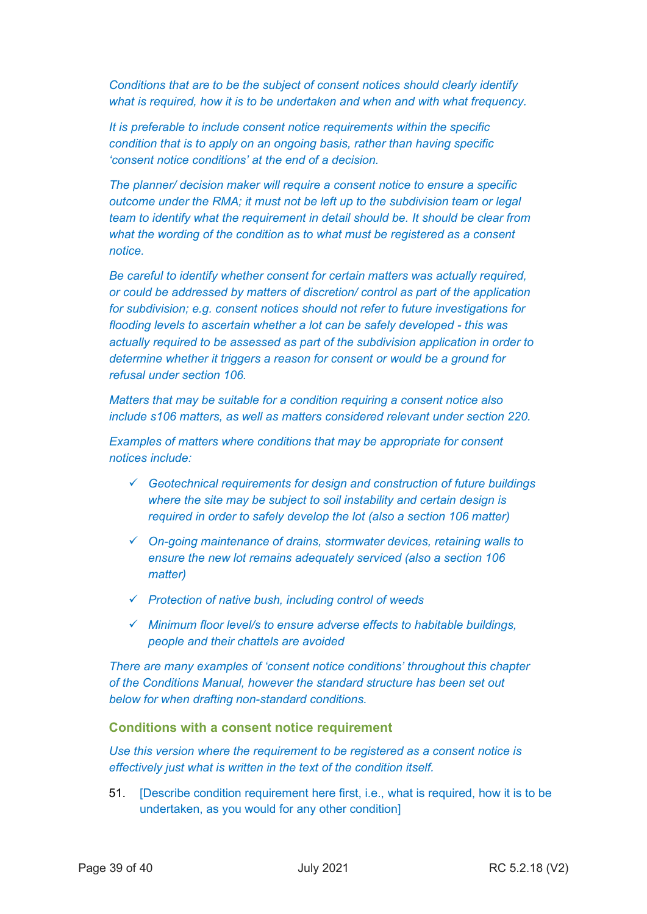*Conditions that are to be the subject of consent notices should clearly identify what is required, how it is to be undertaken and when and with what frequency.*

*It is preferable to include consent notice requirements within the specific condition that is to apply on an ongoing basis, rather than having specific 'consent notice conditions' at the end of a decision.*

*The planner/ decision maker will require a consent notice to ensure a specific outcome under the RMA; it must not be left up to the subdivision team or legal team to identify what the requirement in detail should be. It should be clear from what the wording of the condition as to what must be registered as a consent notice.*

*Be careful to identify whether consent for certain matters was actually required, or could be addressed by matters of discretion/ control as part of the application for subdivision; e.g. consent notices should not refer to future investigations for flooding levels to ascertain whether a lot can be safely developed - this was actually required to be assessed as part of the subdivision application in order to determine whether it triggers a reason for consent or would be a ground for refusal under section 106.*

*Matters that may be suitable for a condition requiring a consent notice also include s106 matters, as well as matters considered relevant under section 220.*

*Examples of matters where conditions that may be appropriate for consent notices include:*

- ✓ *Geotechnical requirements for design and construction of future buildings where the site may be subject to soil instability and certain design is required in order to safely develop the lot (also a section 106 matter)*
- ✓ *On-going maintenance of drains, stormwater devices, retaining walls to ensure the new lot remains adequately serviced (also a section 106 matter)*
- ✓ *Protection of native bush, including control of weeds*
- ✓ *Minimum floor level/s to ensure adverse effects to habitable buildings, people and their chattels are avoided*

*There are many examples of 'consent notice conditions' throughout this chapter of the Conditions Manual, however the standard structure has been set out below for when drafting non-standard conditions.*

### Conditions with a consent notice requirement

*Use this version where the requirement to be registered as a consent notice is effectively just what is written in the text of the condition itself.*

51. [Describe condition requirement here first, i.e., what is required, how it is to be undertaken, as you would for any other condition]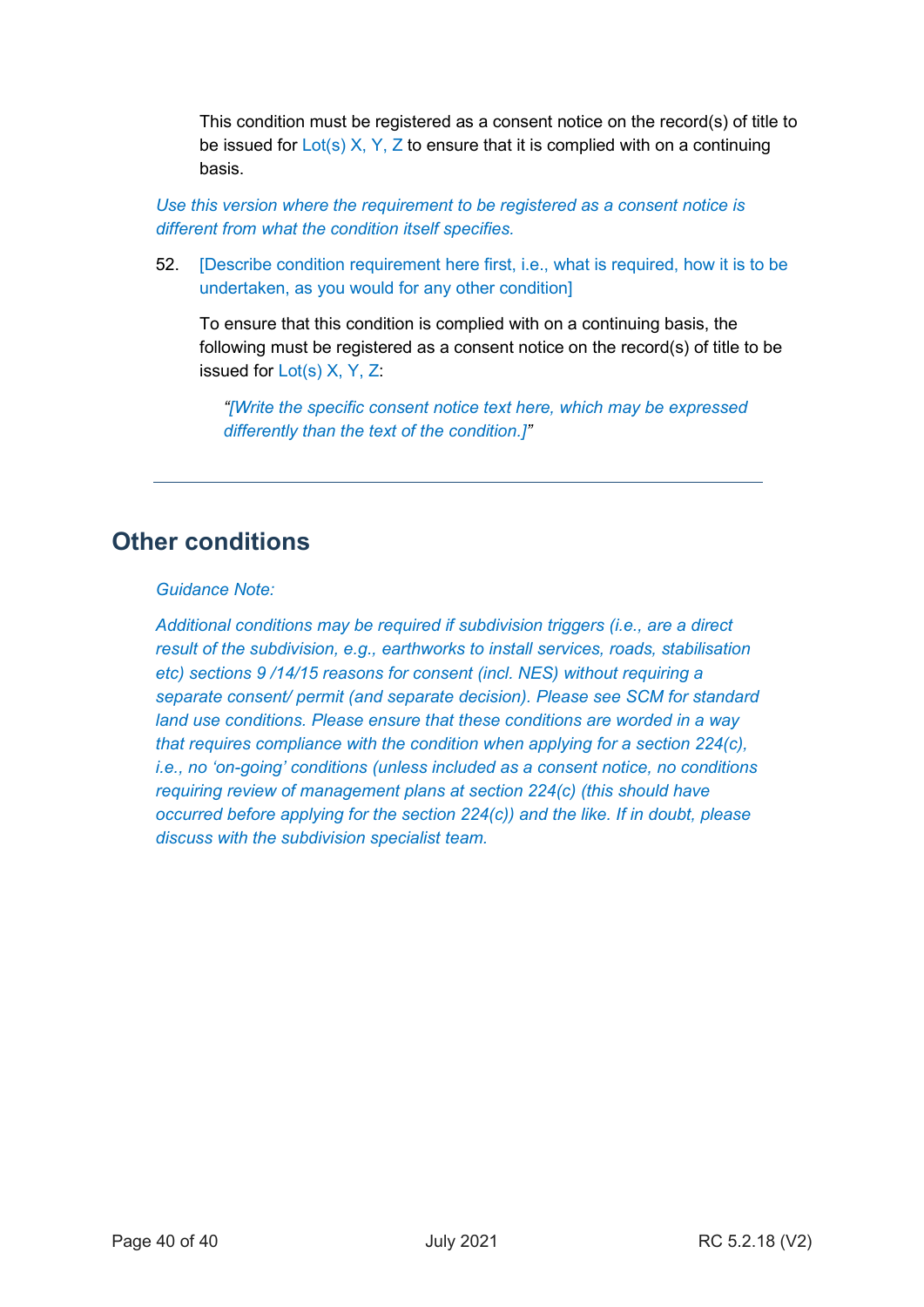This condition must be registered as a consent notice on the record(s) of title to be issued for Lot(s) X, Y, Z to ensure that it is complied with on a continuing basis.

*Use this version where the requirement to be registered as a consent notice is different from what the condition itself specifies.*

52. [Describe condition requirement here first, i.e., what is required, how it is to be undertaken, as you would for any other condition]

    To ensure that this condition is complied with on a continuing basis, the following must be registered as a consent notice on the record(s) of title to be issued for Lot(s) X, Y, Z:

    > *"[Write the specific consent notice text here, which may be expressed differently than the text of the condition.]"*

---

## Other conditions

*Guidance Note:*

*Additional conditions may be required if subdivision triggers (i.e., are a direct result of the subdivision, e.g., earthworks to install services, roads, stabilisation etc) sections 9 /14/15 reasons for consent (incl. NES) without requiring a separate consent/ permit (and separate decision). Please see SCM for standard land use conditions. Please ensure that these conditions are worded in a way that requires compliance with the condition when applying for a section 224(c), i.e., no 'on-going' conditions (unless included as a consent notice, no conditions requiring review of management plans at section 224(c) (this should have occurred before applying for the section 224(c)) and the like. If in doubt, please discuss with the subdivision specialist team.*